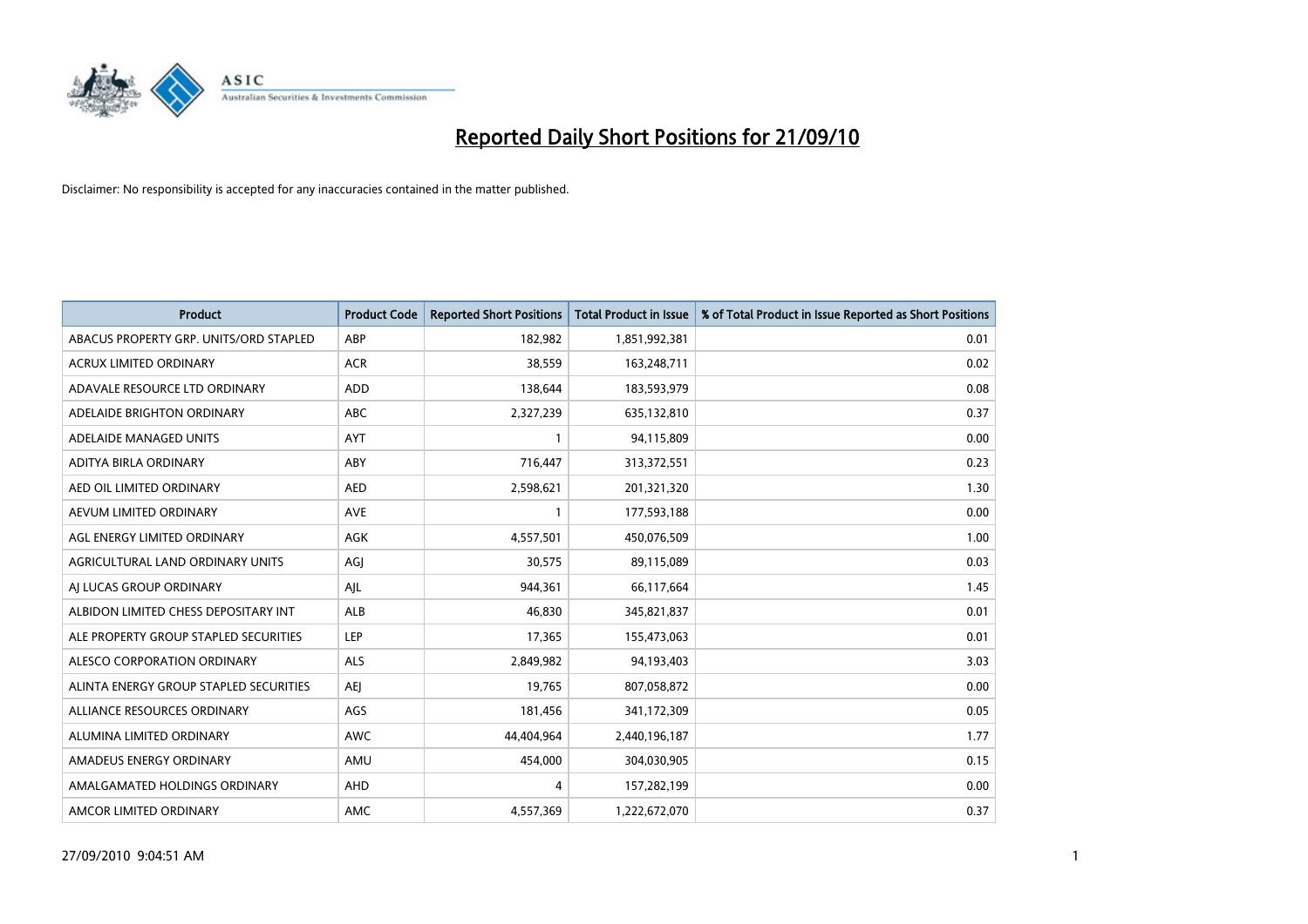# Reported Daily Short Positions for 21/09/10

Disclaimer: No responsibility is accepted for any inaccuracies contained in the matter published.

| Product | Product Code | Reported Short Positions | Total Product in Issue | % of Total Product in Issue Reported as Short Positions |
|---|---|---|---|---|
| ABACUS PROPERTY GRP. UNITS/ORD STAPLED | ABP | 182,982 | 1,851,992,381 | 0.01 |
| ACRUX LIMITED ORDINARY | ACR | 38,559 | 163,248,711 | 0.02 |
| ADAVALE RESOURCE LTD ORDINARY | ADD | 138,644 | 183,593,979 | 0.08 |
| ADELAIDE BRIGHTON ORDINARY | ABC | 2,327,239 | 635,132,810 | 0.37 |
| ADELAIDE MANAGED UNITS | AYT | 1 | 94,115,809 | 0.00 |
| ADITYA BIRLA ORDINARY | ABY | 716,447 | 313,372,551 | 0.23 |
| AED OIL LIMITED ORDINARY | AED | 2,598,621 | 201,321,320 | 1.30 |
| AEVUM LIMITED ORDINARY | AVE | 1 | 177,593,188 | 0.00 |
| AGL ENERGY LIMITED ORDINARY | AGK | 4,557,501 | 450,076,509 | 1.00 |
| AGRICULTURAL LAND ORDINARY UNITS | AGJ | 30,575 | 89,115,089 | 0.03 |
| AJ LUCAS GROUP ORDINARY | AJL | 944,361 | 66,117,664 | 1.45 |
| ALBIDON LIMITED CHESS DEPOSITARY INT | ALB | 46,830 | 345,821,837 | 0.01 |
| ALE PROPERTY GROUP STAPLED SECURITIES | LEP | 17,365 | 155,473,063 | 0.01 |
| ALESCO CORPORATION ORDINARY | ALS | 2,849,982 | 94,193,403 | 3.03 |
| ALINTA ENERGY GROUP STAPLED SECURITIES | AEJ | 19,765 | 807,058,872 | 0.00 |
| ALLIANCE RESOURCES ORDINARY | AGS | 181,456 | 341,172,309 | 0.05 |
| ALUMINA LIMITED ORDINARY | AWC | 44,404,964 | 2,440,196,187 | 1.77 |
| AMADEUS ENERGY ORDINARY | AMU | 454,000 | 304,030,905 | 0.15 |
| AMALGAMATED HOLDINGS ORDINARY | AHD | 4 | 157,282,199 | 0.00 |
| AMCOR LIMITED ORDINARY | AMC | 4,557,369 | 1,222,672,070 | 0.37 |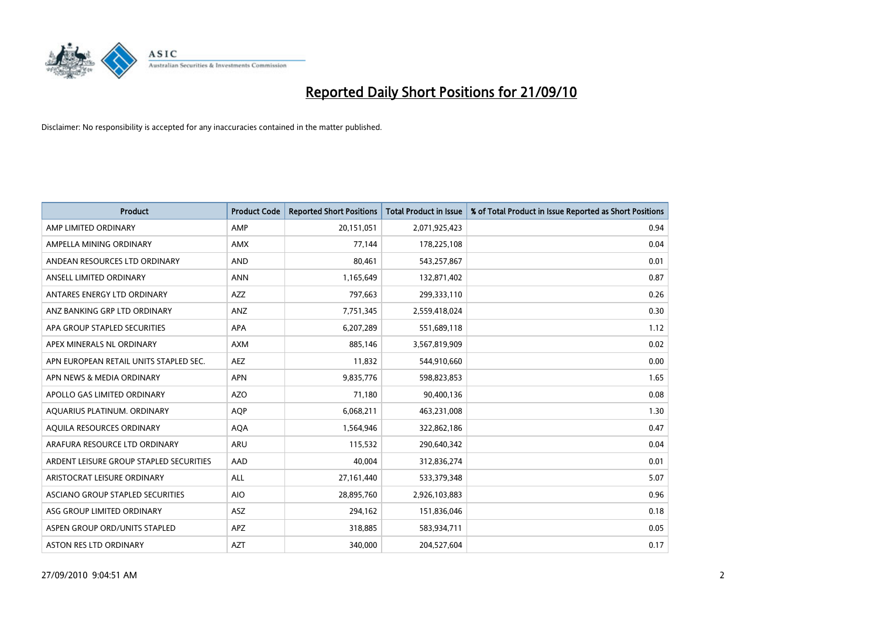# Reported Daily Short Positions for 21/09/10

Disclaimer: No responsibility is accepted for any inaccuracies contained in the matter published.

| Product | Product Code | Reported Short Positions | Total Product in Issue | % of Total Product in Issue Reported as Short Positions |
|---|---|---|---|---|
| AMP LIMITED ORDINARY | AMP | 20,151,051 | 2,071,925,423 | 0.94 |
| AMPELLA MINING ORDINARY | AMX | 77,144 | 178,225,108 | 0.04 |
| ANDEAN RESOURCES LTD ORDINARY | AND | 80,461 | 543,257,867 | 0.01 |
| ANSELL LIMITED ORDINARY | ANN | 1,165,649 | 132,871,402 | 0.87 |
| ANTARES ENERGY LTD ORDINARY | AZZ | 797,663 | 299,333,110 | 0.26 |
| ANZ BANKING GRP LTD ORDINARY | ANZ | 7,751,345 | 2,559,418,024 | 0.30 |
| APA GROUP STAPLED SECURITIES | APA | 6,207,289 | 551,689,118 | 1.12 |
| APEX MINERALS NL ORDINARY | AXM | 885,146 | 3,567,819,909 | 0.02 |
| APN EUROPEAN RETAIL UNITS STAPLED SEC. | AEZ | 11,832 | 544,910,660 | 0.00 |
| APN NEWS & MEDIA ORDINARY | APN | 9,835,776 | 598,823,853 | 1.65 |
| APOLLO GAS LIMITED ORDINARY | AZO | 71,180 | 90,400,136 | 0.08 |
| AQUARIUS PLATINUM. ORDINARY | AQP | 6,068,211 | 463,231,008 | 1.30 |
| AQUILA RESOURCES ORDINARY | AQA | 1,564,946 | 322,862,186 | 0.47 |
| ARAFURA RESOURCE LTD ORDINARY | ARU | 115,532 | 290,640,342 | 0.04 |
| ARDENT LEISURE GROUP STAPLED SECURITIES | AAD | 40,004 | 312,836,274 | 0.01 |
| ARISTOCRAT LEISURE ORDINARY | ALL | 27,161,440 | 533,379,348 | 5.07 |
| ASCIANO GROUP STAPLED SECURITIES | AIO | 28,895,760 | 2,926,103,883 | 0.96 |
| ASG GROUP LIMITED ORDINARY | ASZ | 294,162 | 151,836,046 | 0.18 |
| ASPEN GROUP ORD/UNITS STAPLED | APZ | 318,885 | 583,934,711 | 0.05 |
| ASTON RES LTD ORDINARY | AZT | 340,000 | 204,527,604 | 0.17 |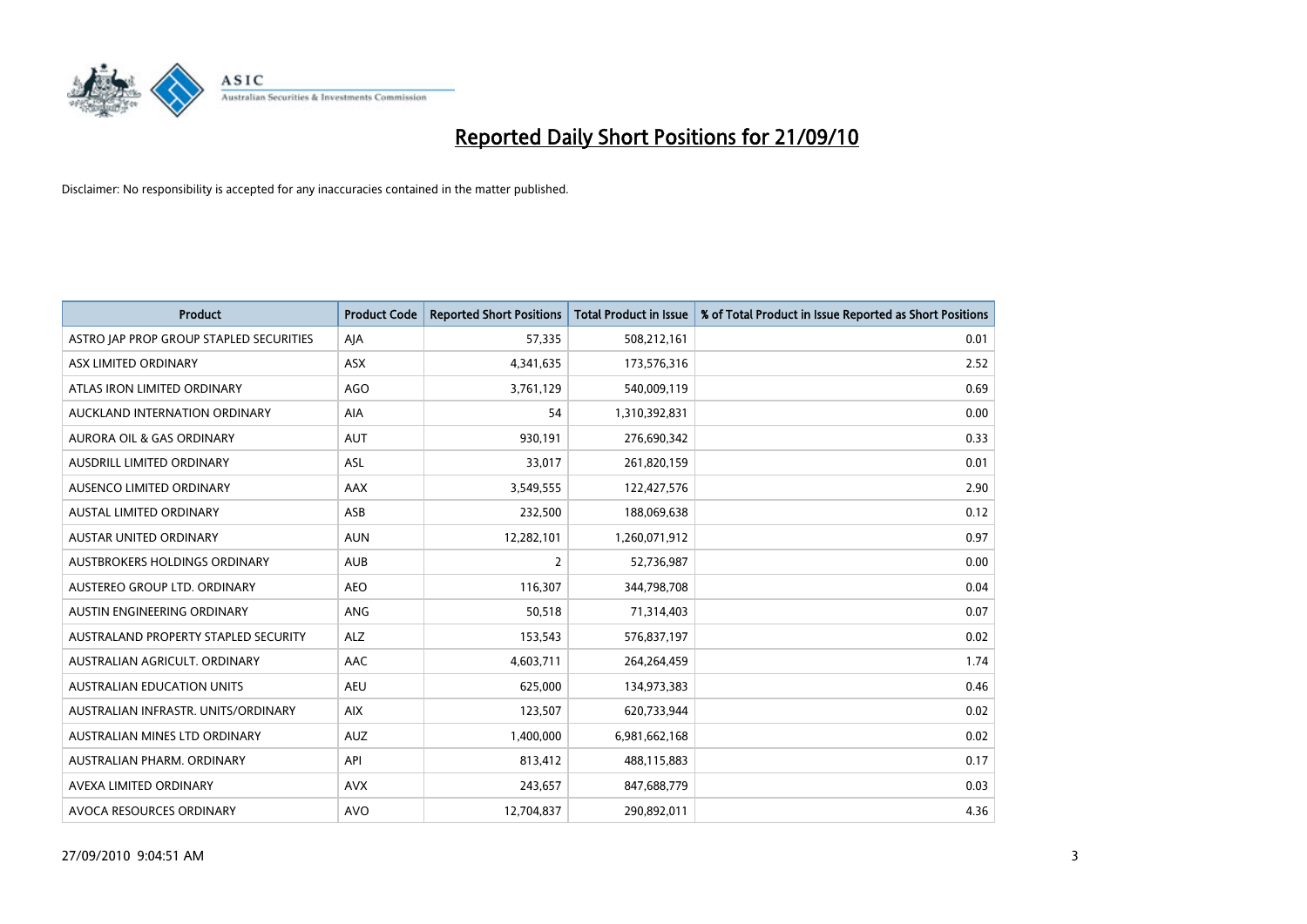# Reported Daily Short Positions for 21/09/10

Disclaimer: No responsibility is accepted for any inaccuracies contained in the matter published.

| Product | Product Code | Reported Short Positions | Total Product in Issue | % of Total Product in Issue Reported as Short Positions |
|---|---|---|---|---|
| ASTRO JAP PROP GROUP STAPLED SECURITIES | AJA | 57,335 | 508,212,161 | 0.01 |
| ASX LIMITED ORDINARY | ASX | 4,341,635 | 173,576,316 | 2.52 |
| ATLAS IRON LIMITED ORDINARY | AGO | 3,761,129 | 540,009,119 | 0.69 |
| AUCKLAND INTERNATION ORDINARY | AIA | 54 | 1,310,392,831 | 0.00 |
| AURORA OIL & GAS ORDINARY | AUT | 930,191 | 276,690,342 | 0.33 |
| AUSDRILL LIMITED ORDINARY | ASL | 33,017 | 261,820,159 | 0.01 |
| AUSENCO LIMITED ORDINARY | AAX | 3,549,555 | 122,427,576 | 2.90 |
| AUSTAL LIMITED ORDINARY | ASB | 232,500 | 188,069,638 | 0.12 |
| AUSTAR UNITED ORDINARY | AUN | 12,282,101 | 1,260,071,912 | 0.97 |
| AUSTBROKERS HOLDINGS ORDINARY | AUB | 2 | 52,736,987 | 0.00 |
| AUSTEREO GROUP LTD. ORDINARY | AEO | 116,307 | 344,798,708 | 0.04 |
| AUSTIN ENGINEERING ORDINARY | ANG | 50,518 | 71,314,403 | 0.07 |
| AUSTRALAND PROPERTY STAPLED SECURITY | ALZ | 153,543 | 576,837,197 | 0.02 |
| AUSTRALIAN AGRICULT. ORDINARY | AAC | 4,603,711 | 264,264,459 | 1.74 |
| AUSTRALIAN EDUCATION UNITS | AEU | 625,000 | 134,973,383 | 0.46 |
| AUSTRALIAN INFRASTR. UNITS/ORDINARY | AIX | 123,507 | 620,733,944 | 0.02 |
| AUSTRALIAN MINES LTD ORDINARY | AUZ | 1,400,000 | 6,981,662,168 | 0.02 |
| AUSTRALIAN PHARM. ORDINARY | API | 813,412 | 488,115,883 | 0.17 |
| AVEXA LIMITED ORDINARY | AVX | 243,657 | 847,688,779 | 0.03 |
| AVOCA RESOURCES ORDINARY | AVO | 12,704,837 | 290,892,011 | 4.36 |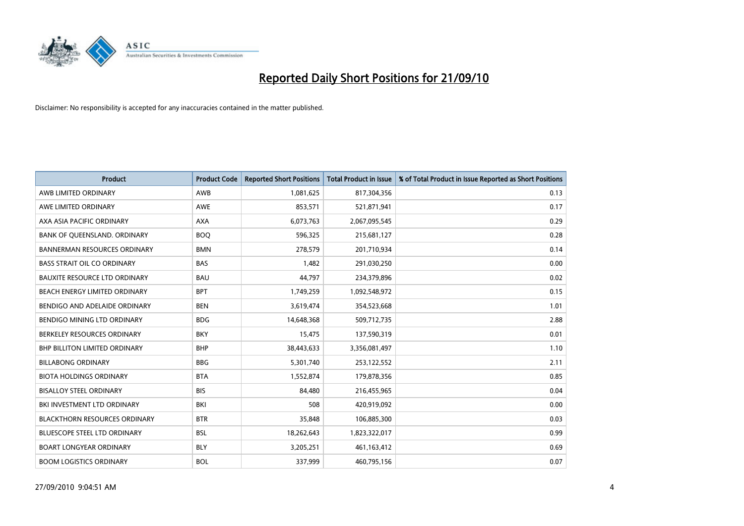# Reported Daily Short Positions for 21/09/10

Disclaimer: No responsibility is accepted for any inaccuracies contained in the matter published.

| Product | Product Code | Reported Short Positions | Total Product in Issue | % of Total Product in Issue Reported as Short Positions |
|---|---|---|---|---|
| AWB LIMITED ORDINARY | AWB | 1,081,625 | 817,304,356 | 0.13 |
| AWE LIMITED ORDINARY | AWE | 853,571 | 521,871,941 | 0.17 |
| AXA ASIA PACIFIC ORDINARY | AXA | 6,073,763 | 2,067,095,545 | 0.29 |
| BANK OF QUEENSLAND. ORDINARY | BOQ | 596,325 | 215,681,127 | 0.28 |
| BANNERMAN RESOURCES ORDINARY | BMN | 278,579 | 201,710,934 | 0.14 |
| BASS STRAIT OIL CO ORDINARY | BAS | 1,482 | 291,030,250 | 0.00 |
| BAUXITE RESOURCE LTD ORDINARY | BAU | 44,797 | 234,379,896 | 0.02 |
| BEACH ENERGY LIMITED ORDINARY | BPT | 1,749,259 | 1,092,548,972 | 0.15 |
| BENDIGO AND ADELAIDE ORDINARY | BEN | 3,619,474 | 354,523,668 | 1.01 |
| BENDIGO MINING LTD ORDINARY | BDG | 14,648,368 | 509,712,735 | 2.88 |
| BERKELEY RESOURCES ORDINARY | BKY | 15,475 | 137,590,319 | 0.01 |
| BHP BILLITON LIMITED ORDINARY | BHP | 38,443,633 | 3,356,081,497 | 1.10 |
| BILLABONG ORDINARY | BBG | 5,301,740 | 253,122,552 | 2.11 |
| BIOTA HOLDINGS ORDINARY | BTA | 1,552,874 | 179,878,356 | 0.85 |
| BISALLOY STEEL ORDINARY | BIS | 84,480 | 216,455,965 | 0.04 |
| BKI INVESTMENT LTD ORDINARY | BKI | 508 | 420,919,092 | 0.00 |
| BLACKTHORN RESOURCES ORDINARY | BTR | 35,848 | 106,885,300 | 0.03 |
| BLUESCOPE STEEL LTD ORDINARY | BSL | 18,262,643 | 1,823,322,017 | 0.99 |
| BOART LONGYEAR ORDINARY | BLY | 3,205,251 | 461,163,412 | 0.69 |
| BOOM LOGISTICS ORDINARY | BOL | 337,999 | 460,795,156 | 0.07 |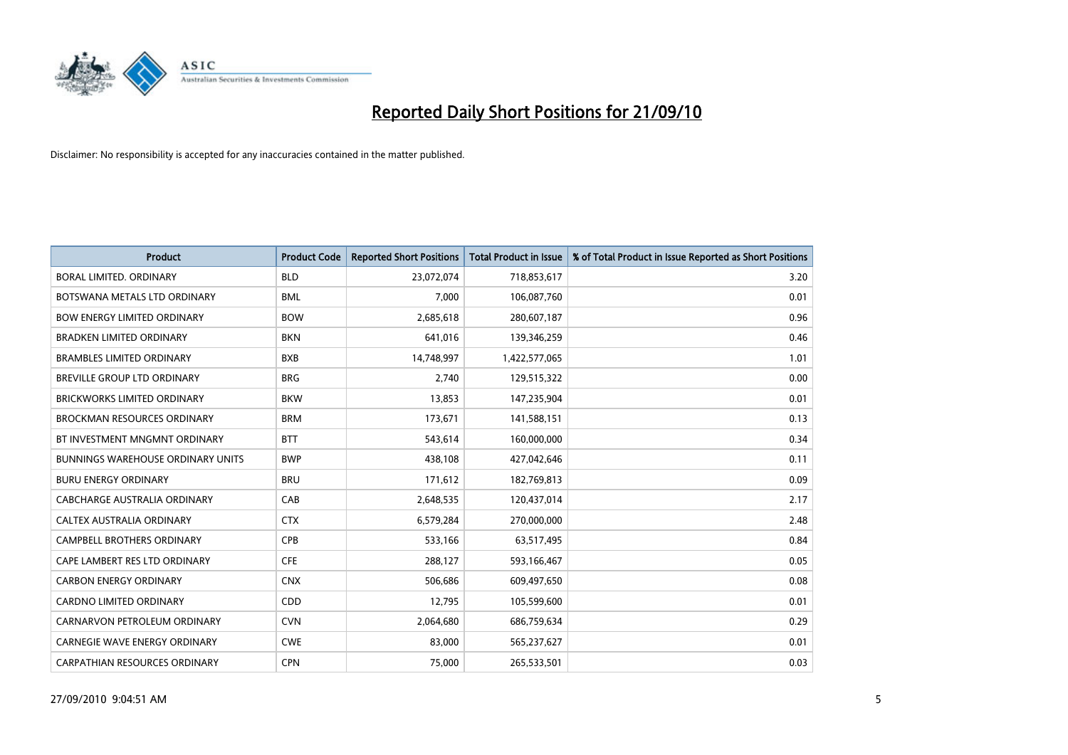# Reported Daily Short Positions for 21/09/10

Disclaimer: No responsibility is accepted for any inaccuracies contained in the matter published.

| Product | Product Code | Reported Short Positions | Total Product in Issue | % of Total Product in Issue Reported as Short Positions |
|---|---|---|---|---|
| BORAL LIMITED. ORDINARY | BLD | 23,072,074 | 718,853,617 | 3.20 |
| BOTSWANA METALS LTD ORDINARY | BML | 7,000 | 106,087,760 | 0.01 |
| BOW ENERGY LIMITED ORDINARY | BOW | 2,685,618 | 280,607,187 | 0.96 |
| BRADKEN LIMITED ORDINARY | BKN | 641,016 | 139,346,259 | 0.46 |
| BRAMBLES LIMITED ORDINARY | BXB | 14,748,997 | 1,422,577,065 | 1.01 |
| BREVILLE GROUP LTD ORDINARY | BRG | 2,740 | 129,515,322 | 0.00 |
| BRICKWORKS LIMITED ORDINARY | BKW | 13,853 | 147,235,904 | 0.01 |
| BROCKMAN RESOURCES ORDINARY | BRM | 173,671 | 141,588,151 | 0.13 |
| BT INVESTMENT MNGMNT ORDINARY | BTT | 543,614 | 160,000,000 | 0.34 |
| BUNNINGS WAREHOUSE ORDINARY UNITS | BWP | 438,108 | 427,042,646 | 0.11 |
| BURU ENERGY ORDINARY | BRU | 171,612 | 182,769,813 | 0.09 |
| CABCHARGE AUSTRALIA ORDINARY | CAB | 2,648,535 | 120,437,014 | 2.17 |
| CALTEX AUSTRALIA ORDINARY | CTX | 6,579,284 | 270,000,000 | 2.48 |
| CAMPBELL BROTHERS ORDINARY | CPB | 533,166 | 63,517,495 | 0.84 |
| CAPE LAMBERT RES LTD ORDINARY | CFE | 288,127 | 593,166,467 | 0.05 |
| CARBON ENERGY ORDINARY | CNX | 506,686 | 609,497,650 | 0.08 |
| CARDNO LIMITED ORDINARY | CDD | 12,795 | 105,599,600 | 0.01 |
| CARNARVON PETROLEUM ORDINARY | CVN | 2,064,680 | 686,759,634 | 0.29 |
| CARNEGIE WAVE ENERGY ORDINARY | CWE | 83,000 | 565,237,627 | 0.01 |
| CARPATHIAN RESOURCES ORDINARY | CPN | 75,000 | 265,533,501 | 0.03 |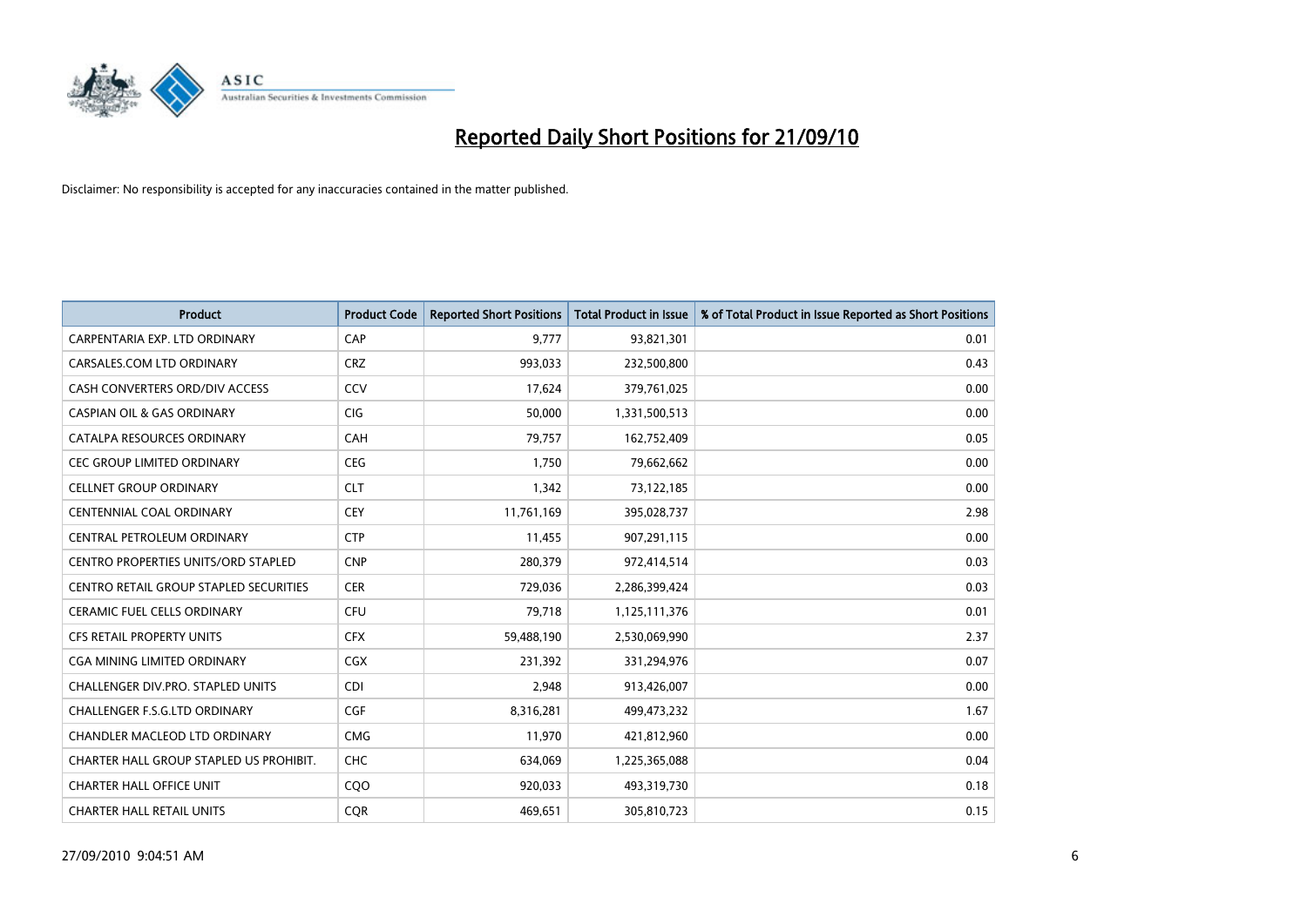# Reported Daily Short Positions for 21/09/10

Disclaimer: No responsibility is accepted for any inaccuracies contained in the matter published.

| Product | Product Code | Reported Short Positions | Total Product in Issue | % of Total Product in Issue Reported as Short Positions |
|---|---|---|---|---|
| CARPENTARIA EXP. LTD ORDINARY | CAP | 9,777 | 93,821,301 | 0.01 |
| CARSALES.COM LTD ORDINARY | CRZ | 993,033 | 232,500,800 | 0.43 |
| CASH CONVERTERS ORD/DIV ACCESS | CCV | 17,624 | 379,761,025 | 0.00 |
| CASPIAN OIL & GAS ORDINARY | CIG | 50,000 | 1,331,500,513 | 0.00 |
| CATALPA RESOURCES ORDINARY | CAH | 79,757 | 162,752,409 | 0.05 |
| CEC GROUP LIMITED ORDINARY | CEG | 1,750 | 79,662,662 | 0.00 |
| CELLNET GROUP ORDINARY | CLT | 1,342 | 73,122,185 | 0.00 |
| CENTENNIAL COAL ORDINARY | CEY | 11,761,169 | 395,028,737 | 2.98 |
| CENTRAL PETROLEUM ORDINARY | CTP | 11,455 | 907,291,115 | 0.00 |
| CENTRO PROPERTIES UNITS/ORD STAPLED | CNP | 280,379 | 972,414,514 | 0.03 |
| CENTRO RETAIL GROUP STAPLED SECURITIES | CER | 729,036 | 2,286,399,424 | 0.03 |
| CERAMIC FUEL CELLS ORDINARY | CFU | 79,718 | 1,125,111,376 | 0.01 |
| CFS RETAIL PROPERTY UNITS | CFX | 59,488,190 | 2,530,069,990 | 2.37 |
| CGA MINING LIMITED ORDINARY | CGX | 231,392 | 331,294,976 | 0.07 |
| CHALLENGER DIV.PRO. STAPLED UNITS | CDI | 2,948 | 913,426,007 | 0.00 |
| CHALLENGER F.S.G.LTD ORDINARY | CGF | 8,316,281 | 499,473,232 | 1.67 |
| CHANDLER MACLEOD LTD ORDINARY | CMG | 11,970 | 421,812,960 | 0.00 |
| CHARTER HALL GROUP STAPLED US PROHIBIT. | CHC | 634,069 | 1,225,365,088 | 0.04 |
| CHARTER HALL OFFICE UNIT | CQO | 920,033 | 493,319,730 | 0.18 |
| CHARTER HALL RETAIL UNITS | CQR | 469,651 | 305,810,723 | 0.15 |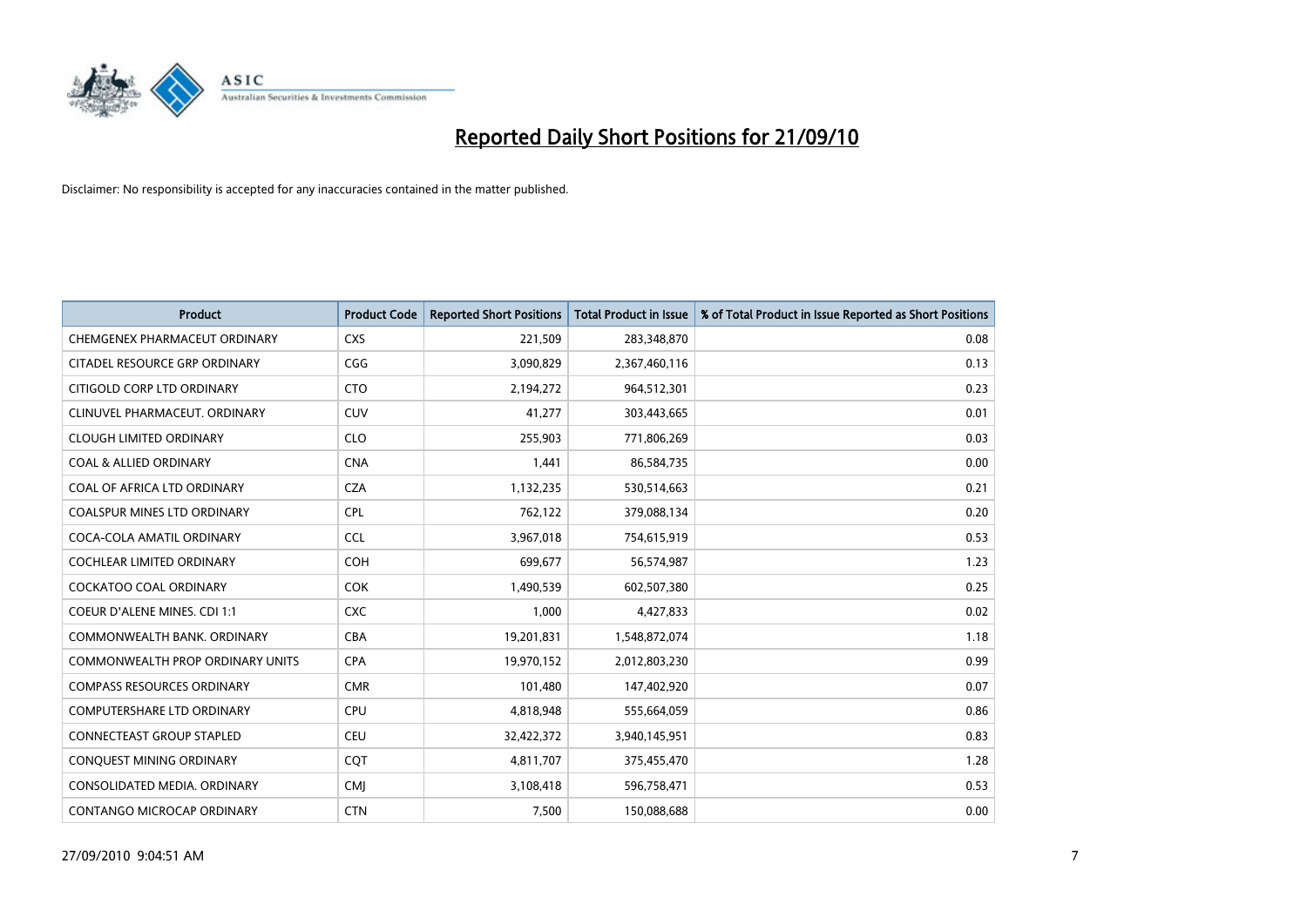# Reported Daily Short Positions for 21/09/10

Disclaimer: No responsibility is accepted for any inaccuracies contained in the matter published.

| Product | Product Code | Reported Short Positions | Total Product in Issue | % of Total Product in Issue Reported as Short Positions |
|---|---|---|---|---|
| CHEMGENEX PHARMACEUT ORDINARY | CXS | 221,509 | 283,348,870 | 0.08 |
| CITADEL RESOURCE GRP ORDINARY | CGG | 3,090,829 | 2,367,460,116 | 0.13 |
| CITIGOLD CORP LTD ORDINARY | CTO | 2,194,272 | 964,512,301 | 0.23 |
| CLINUVEL PHARMACEUT. ORDINARY | CUV | 41,277 | 303,443,665 | 0.01 |
| CLOUGH LIMITED ORDINARY | CLO | 255,903 | 771,806,269 | 0.03 |
| COAL & ALLIED ORDINARY | CNA | 1,441 | 86,584,735 | 0.00 |
| COAL OF AFRICA LTD ORDINARY | CZA | 1,132,235 | 530,514,663 | 0.21 |
| COALSPUR MINES LTD ORDINARY | CPL | 762,122 | 379,088,134 | 0.20 |
| COCA-COLA AMATIL ORDINARY | CCL | 3,967,018 | 754,615,919 | 0.53 |
| COCHLEAR LIMITED ORDINARY | COH | 699,677 | 56,574,987 | 1.23 |
| COCKATOO COAL ORDINARY | COK | 1,490,539 | 602,507,380 | 0.25 |
| COEUR D'ALENE MINES. CDI 1:1 | CXC | 1,000 | 4,427,833 | 0.02 |
| COMMONWEALTH BANK. ORDINARY | CBA | 19,201,831 | 1,548,872,074 | 1.18 |
| COMMONWEALTH PROP ORDINARY UNITS | CPA | 19,970,152 | 2,012,803,230 | 0.99 |
| COMPASS RESOURCES ORDINARY | CMR | 101,480 | 147,402,920 | 0.07 |
| COMPUTERSHARE LTD ORDINARY | CPU | 4,818,948 | 555,664,059 | 0.86 |
| CONNECTEAST GROUP STAPLED | CEU | 32,422,372 | 3,940,145,951 | 0.83 |
| CONQUEST MINING ORDINARY | CQT | 4,811,707 | 375,455,470 | 1.28 |
| CONSOLIDATED MEDIA. ORDINARY | CMJ | 3,108,418 | 596,758,471 | 0.53 |
| CONTANGO MICROCAP ORDINARY | CTN | 7,500 | 150,088,688 | 0.00 |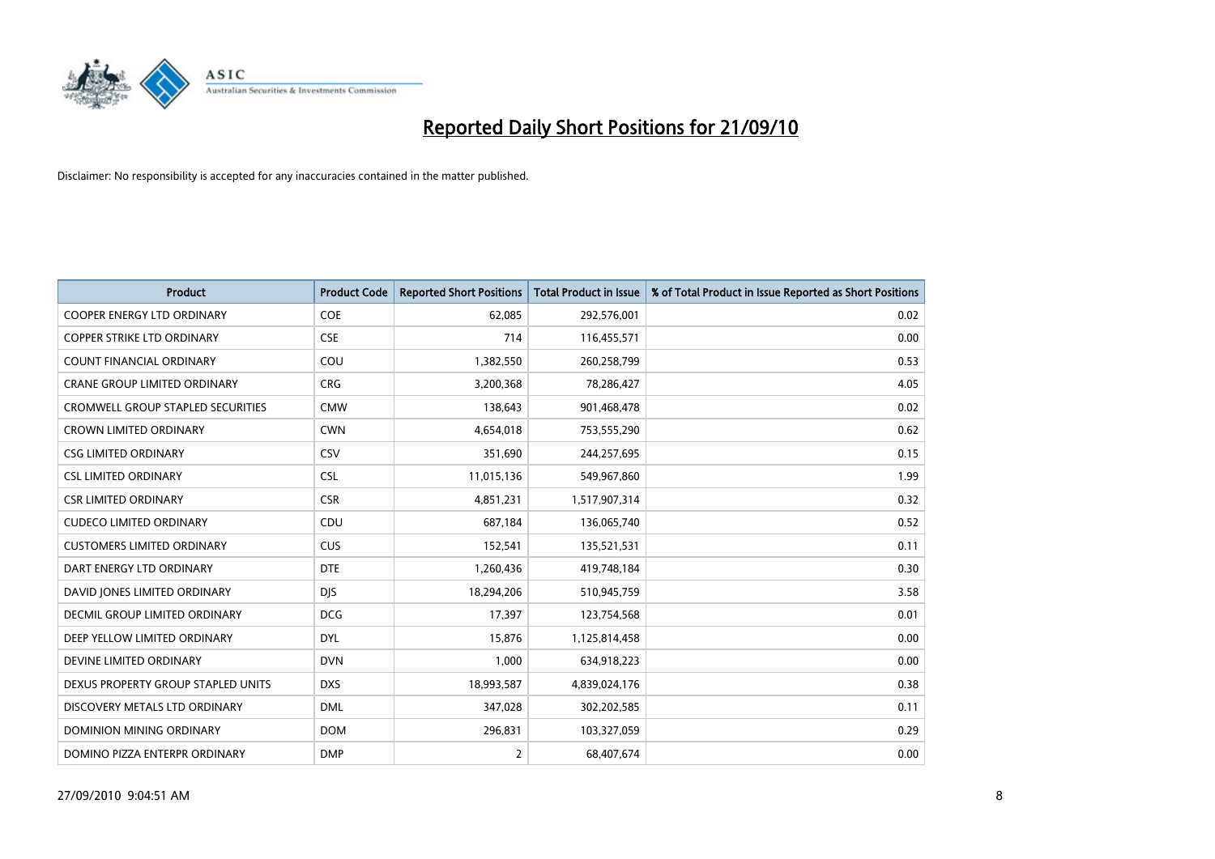# Reported Daily Short Positions for 21/09/10

Disclaimer: No responsibility is accepted for any inaccuracies contained in the matter published.

| Product | Product Code | Reported Short Positions | Total Product in Issue | % of Total Product in Issue Reported as Short Positions |
|---|---|---|---|---|
| COOPER ENERGY LTD ORDINARY | COE | 62,085 | 292,576,001 | 0.02 |
| COPPER STRIKE LTD ORDINARY | CSE | 714 | 116,455,571 | 0.00 |
| COUNT FINANCIAL ORDINARY | COU | 1,382,550 | 260,258,799 | 0.53 |
| CRANE GROUP LIMITED ORDINARY | CRG | 3,200,368 | 78,286,427 | 4.05 |
| CROMWELL GROUP STAPLED SECURITIES | CMW | 138,643 | 901,468,478 | 0.02 |
| CROWN LIMITED ORDINARY | CWN | 4,654,018 | 753,555,290 | 0.62 |
| CSG LIMITED ORDINARY | CSV | 351,690 | 244,257,695 | 0.15 |
| CSL LIMITED ORDINARY | CSL | 11,015,136 | 549,967,860 | 1.99 |
| CSR LIMITED ORDINARY | CSR | 4,851,231 | 1,517,907,314 | 0.32 |
| CUDECO LIMITED ORDINARY | CDU | 687,184 | 136,065,740 | 0.52 |
| CUSTOMERS LIMITED ORDINARY | CUS | 152,541 | 135,521,531 | 0.11 |
| DART ENERGY LTD ORDINARY | DTE | 1,260,436 | 419,748,184 | 0.30 |
| DAVID JONES LIMITED ORDINARY | DJS | 18,294,206 | 510,945,759 | 3.58 |
| DECMIL GROUP LIMITED ORDINARY | DCG | 17,397 | 123,754,568 | 0.01 |
| DEEP YELLOW LIMITED ORDINARY | DYL | 15,876 | 1,125,814,458 | 0.00 |
| DEVINE LIMITED ORDINARY | DVN | 1,000 | 634,918,223 | 0.00 |
| DEXUS PROPERTY GROUP STAPLED UNITS | DXS | 18,993,587 | 4,839,024,176 | 0.38 |
| DISCOVERY METALS LTD ORDINARY | DML | 347,028 | 302,202,585 | 0.11 |
| DOMINION MINING ORDINARY | DOM | 296,831 | 103,327,059 | 0.29 |
| DOMINO PIZZA ENTERPR ORDINARY | DMP | 2 | 68,407,674 | 0.00 |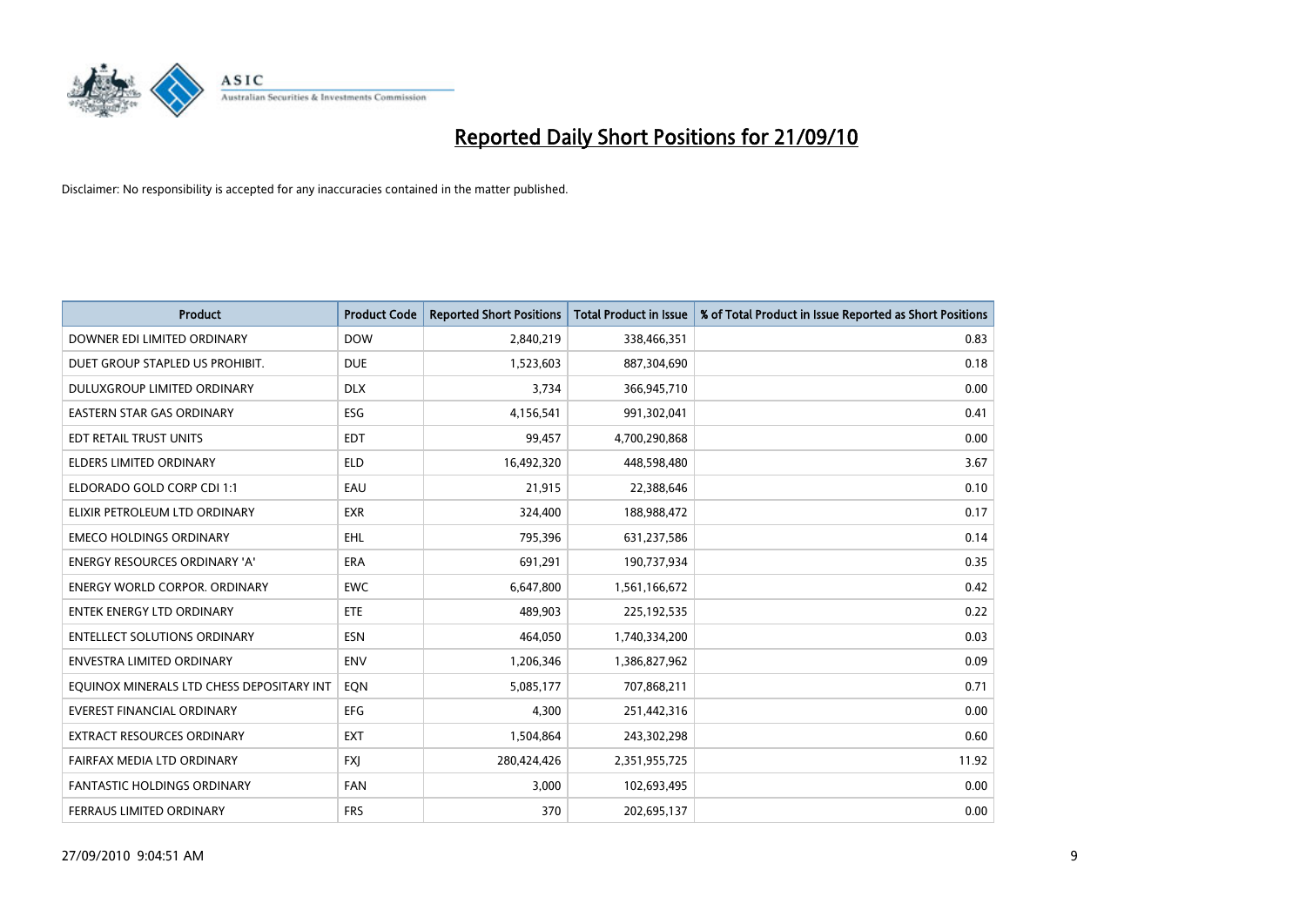# Reported Daily Short Positions for 21/09/10

Disclaimer: No responsibility is accepted for any inaccuracies contained in the matter published.

| Product | Product Code | Reported Short Positions | Total Product in Issue | % of Total Product in Issue Reported as Short Positions |
|---|---|---|---|---|
| DOWNER EDI LIMITED ORDINARY | DOW | 2,840,219 | 338,466,351 | 0.83 |
| DUET GROUP STAPLED US PROHIBIT. | DUE | 1,523,603 | 887,304,690 | 0.18 |
| DULUXGROUP LIMITED ORDINARY | DLX | 3,734 | 366,945,710 | 0.00 |
| EASTERN STAR GAS ORDINARY | ESG | 4,156,541 | 991,302,041 | 0.41 |
| EDT RETAIL TRUST UNITS | EDT | 99,457 | 4,700,290,868 | 0.00 |
| ELDERS LIMITED ORDINARY | ELD | 16,492,320 | 448,598,480 | 3.67 |
| ELDORADO GOLD CORP CDI 1:1 | EAU | 21,915 | 22,388,646 | 0.10 |
| ELIXIR PETROLEUM LTD ORDINARY | EXR | 324,400 | 188,988,472 | 0.17 |
| EMECO HOLDINGS ORDINARY | EHL | 795,396 | 631,237,586 | 0.14 |
| ENERGY RESOURCES ORDINARY 'A' | ERA | 691,291 | 190,737,934 | 0.35 |
| ENERGY WORLD CORPOR. ORDINARY | EWC | 6,647,800 | 1,561,166,672 | 0.42 |
| ENTEK ENERGY LTD ORDINARY | ETE | 489,903 | 225,192,535 | 0.22 |
| ENTELLECT SOLUTIONS ORDINARY | ESN | 464,050 | 1,740,334,200 | 0.03 |
| ENVESTRA LIMITED ORDINARY | ENV | 1,206,346 | 1,386,827,962 | 0.09 |
| EQUINOX MINERALS LTD CHESS DEPOSITARY INT | EQN | 5,085,177 | 707,868,211 | 0.71 |
| EVEREST FINANCIAL ORDINARY | EFG | 4,300 | 251,442,316 | 0.00 |
| EXTRACT RESOURCES ORDINARY | EXT | 1,504,864 | 243,302,298 | 0.60 |
| FAIRFAX MEDIA LTD ORDINARY | FXJ | 280,424,426 | 2,351,955,725 | 11.92 |
| FANTASTIC HOLDINGS ORDINARY | FAN | 3,000 | 102,693,495 | 0.00 |
| FERRAUS LIMITED ORDINARY | FRS | 370 | 202,695,137 | 0.00 |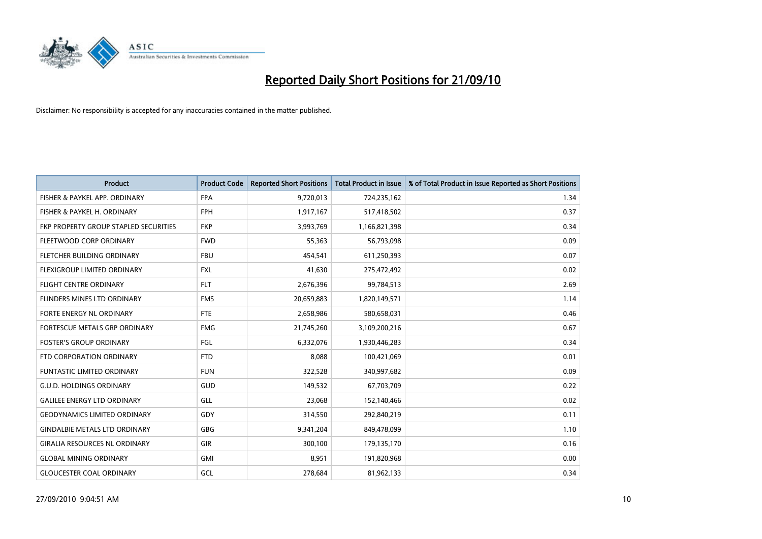# Reported Daily Short Positions for 21/09/10

Disclaimer: No responsibility is accepted for any inaccuracies contained in the matter published.

| Product | Product Code | Reported Short Positions | Total Product in Issue | % of Total Product in Issue Reported as Short Positions |
|---|---|---|---|---|
| FISHER & PAYKEL APP. ORDINARY | FPA | 9,720,013 | 724,235,162 | 1.34 |
| FISHER & PAYKEL H. ORDINARY | FPH | 1,917,167 | 517,418,502 | 0.37 |
| FKP PROPERTY GROUP STAPLED SECURITIES | FKP | 3,993,769 | 1,166,821,398 | 0.34 |
| FLEETWOOD CORP ORDINARY | FWD | 55,363 | 56,793,098 | 0.09 |
| FLETCHER BUILDING ORDINARY | FBU | 454,541 | 611,250,393 | 0.07 |
| FLEXIGROUP LIMITED ORDINARY | FXL | 41,630 | 275,472,492 | 0.02 |
| FLIGHT CENTRE ORDINARY | FLT | 2,676,396 | 99,784,513 | 2.69 |
| FLINDERS MINES LTD ORDINARY | FMS | 20,659,883 | 1,820,149,571 | 1.14 |
| FORTE ENERGY NL ORDINARY | FTE | 2,658,986 | 580,658,031 | 0.46 |
| FORTESCUE METALS GRP ORDINARY | FMG | 21,745,260 | 3,109,200,216 | 0.67 |
| FOSTER'S GROUP ORDINARY | FGL | 6,332,076 | 1,930,446,283 | 0.34 |
| FTD CORPORATION ORDINARY | FTD | 8,088 | 100,421,069 | 0.01 |
| FUNTASTIC LIMITED ORDINARY | FUN | 322,528 | 340,997,682 | 0.09 |
| G.U.D. HOLDINGS ORDINARY | GUD | 149,532 | 67,703,709 | 0.22 |
| GALILEE ENERGY LTD ORDINARY | GLL | 23,068 | 152,140,466 | 0.02 |
| GEODYNAMICS LIMITED ORDINARY | GDY | 314,550 | 292,840,219 | 0.11 |
| GINDALBIE METALS LTD ORDINARY | GBG | 9,341,204 | 849,478,099 | 1.10 |
| GIRALIA RESOURCES NL ORDINARY | GIR | 300,100 | 179,135,170 | 0.16 |
| GLOBAL MINING ORDINARY | GMI | 8,951 | 191,820,968 | 0.00 |
| GLOUCESTER COAL ORDINARY | GCL | 278,684 | 81,962,133 | 0.34 |

27/09/2010 9:04:51 AM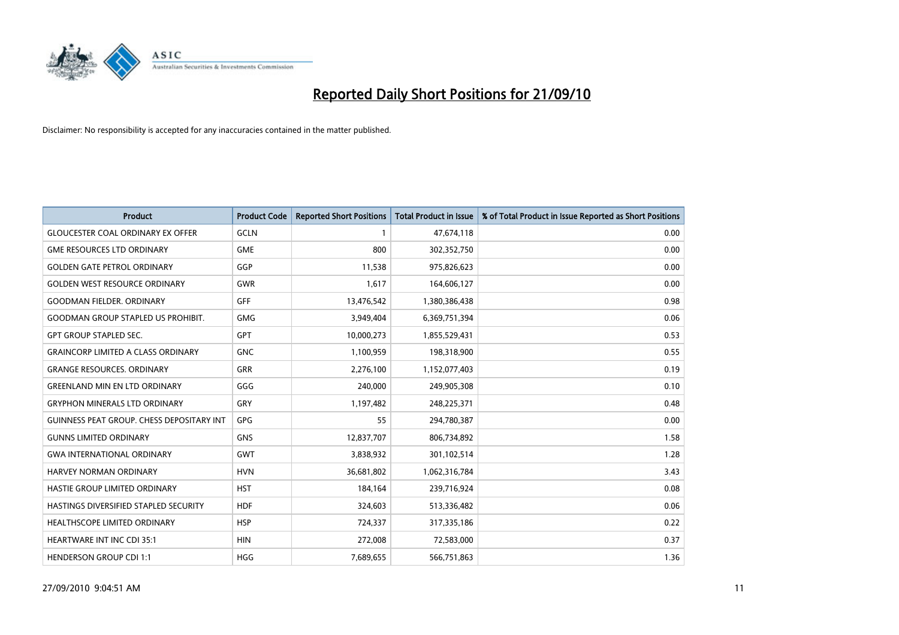# Reported Daily Short Positions for 21/09/10

Disclaimer: No responsibility is accepted for any inaccuracies contained in the matter published.

| Product | Product Code | Reported Short Positions | Total Product in Issue | % of Total Product in Issue Reported as Short Positions |
|---|---|---|---|---|
| GLOUCESTER COAL ORDINARY EX OFFER | GCLN | 1 | 47,674,118 | 0.00 |
| GME RESOURCES LTD ORDINARY | GME | 800 | 302,352,750 | 0.00 |
| GOLDEN GATE PETROL ORDINARY | GGP | 11,538 | 975,826,623 | 0.00 |
| GOLDEN WEST RESOURCE ORDINARY | GWR | 1,617 | 164,606,127 | 0.00 |
| GOODMAN FIELDER. ORDINARY | GFF | 13,476,542 | 1,380,386,438 | 0.98 |
| GOODMAN GROUP STAPLED US PROHIBIT. | GMG | 3,949,404 | 6,369,751,394 | 0.06 |
| GPT GROUP STAPLED SEC. | GPT | 10,000,273 | 1,855,529,431 | 0.53 |
| GRAINCORP LIMITED A CLASS ORDINARY | GNC | 1,100,959 | 198,318,900 | 0.55 |
| GRANGE RESOURCES. ORDINARY | GRR | 2,276,100 | 1,152,077,403 | 0.19 |
| GREENLAND MIN EN LTD ORDINARY | GGG | 240,000 | 249,905,308 | 0.10 |
| GRYPHON MINERALS LTD ORDINARY | GRY | 1,197,482 | 248,225,371 | 0.48 |
| GUINNESS PEAT GROUP. CHESS DEPOSITARY INT | GPG | 55 | 294,780,387 | 0.00 |
| GUNNS LIMITED ORDINARY | GNS | 12,837,707 | 806,734,892 | 1.58 |
| GWA INTERNATIONAL ORDINARY | GWT | 3,838,932 | 301,102,514 | 1.28 |
| HARVEY NORMAN ORDINARY | HVN | 36,681,802 | 1,062,316,784 | 3.43 |
| HASTIE GROUP LIMITED ORDINARY | HST | 184,164 | 239,716,924 | 0.08 |
| HASTINGS DIVERSIFIED STAPLED SECURITY | HDF | 324,603 | 513,336,482 | 0.06 |
| HEALTHSCOPE LIMITED ORDINARY | HSP | 724,337 | 317,335,186 | 0.22 |
| HEARTWARE INT INC CDI 35:1 | HIN | 272,008 | 72,583,000 | 0.37 |
| HENDERSON GROUP CDI 1:1 | HGG | 7,689,655 | 566,751,863 | 1.36 |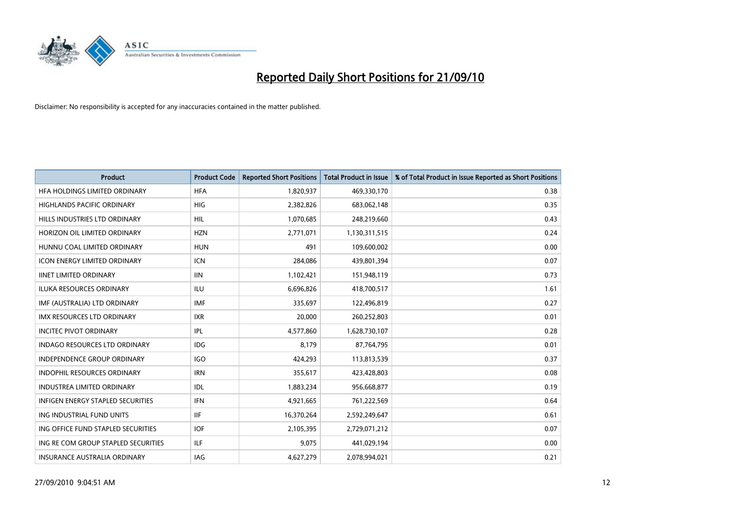# Reported Daily Short Positions for 21/09/10

Disclaimer: No responsibility is accepted for any inaccuracies contained in the matter published.

| Product | Product Code | Reported Short Positions | Total Product in Issue | % of Total Product in Issue Reported as Short Positions |
|---|---|---|---|---|
| HFA HOLDINGS LIMITED ORDINARY | HFA | 1,820,937 | 469,330,170 | 0.38 |
| HIGHLANDS PACIFIC ORDINARY | HIG | 2,382,826 | 683,062,148 | 0.35 |
| HILLS INDUSTRIES LTD ORDINARY | HIL | 1,070,685 | 248,219,660 | 0.43 |
| HORIZON OIL LIMITED ORDINARY | HZN | 2,771,071 | 1,130,311,515 | 0.24 |
| HUNNU COAL LIMITED ORDINARY | HUN | 491 | 109,600,002 | 0.00 |
| ICON ENERGY LIMITED ORDINARY | ICN | 284,086 | 439,801,394 | 0.07 |
| IINET LIMITED ORDINARY | IIN | 1,102,421 | 151,948,119 | 0.73 |
| ILUKA RESOURCES ORDINARY | ILU | 6,696,826 | 418,700,517 | 1.61 |
| IMF (AUSTRALIA) LTD ORDINARY | IMF | 335,697 | 122,496,819 | 0.27 |
| IMX RESOURCES LTD ORDINARY | IXR | 20,000 | 260,252,803 | 0.01 |
| INCITEC PIVOT ORDINARY | IPL | 4,577,860 | 1,628,730,107 | 0.28 |
| INDAGO RESOURCES LTD ORDINARY | IDG | 8,179 | 87,764,795 | 0.01 |
| INDEPENDENCE GROUP ORDINARY | IGO | 424,293 | 113,813,539 | 0.37 |
| INDOPHIL RESOURCES ORDINARY | IRN | 355,617 | 423,428,803 | 0.08 |
| INDUSTREA LIMITED ORDINARY | IDL | 1,883,234 | 956,668,877 | 0.19 |
| INFIGEN ENERGY STAPLED SECURITIES | IFN | 4,921,665 | 761,222,569 | 0.64 |
| ING INDUSTRIAL FUND UNITS | IIF | 16,370,264 | 2,592,249,647 | 0.61 |
| ING OFFICE FUND STAPLED SECURITIES | IOF | 2,105,395 | 2,729,071,212 | 0.07 |
| ING RE COM GROUP STAPLED SECURITIES | ILF | 9,075 | 441,029,194 | 0.00 |
| INSURANCE AUSTRALIA ORDINARY | IAG | 4,627,279 | 2,078,994,021 | 0.21 |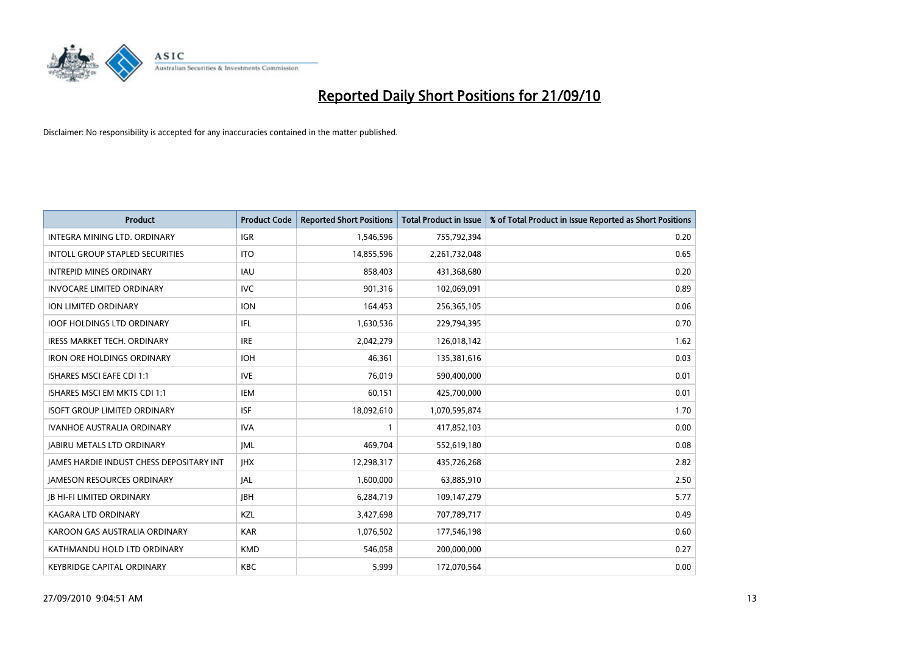# Reported Daily Short Positions for 21/09/10

Disclaimer: No responsibility is accepted for any inaccuracies contained in the matter published.

| Product | Product Code | Reported Short Positions | Total Product in Issue | % of Total Product in Issue Reported as Short Positions |
|---|---|---|---|---|
| INTEGRA MINING LTD. ORDINARY | IGR | 1,546,596 | 755,792,394 | 0.20 |
| INTOLL GROUP STAPLED SECURITIES | ITO | 14,855,596 | 2,261,732,048 | 0.65 |
| INTREPID MINES ORDINARY | IAU | 858,403 | 431,368,680 | 0.20 |
| INVOCARE LIMITED ORDINARY | IVC | 901,316 | 102,069,091 | 0.89 |
| ION LIMITED ORDINARY | ION | 164,453 | 256,365,105 | 0.06 |
| IOOF HOLDINGS LTD ORDINARY | IFL | 1,630,536 | 229,794,395 | 0.70 |
| IRESS MARKET TECH. ORDINARY | IRE | 2,042,279 | 126,018,142 | 1.62 |
| IRON ORE HOLDINGS ORDINARY | IOH | 46,361 | 135,381,616 | 0.03 |
| ISHARES MSCI EAFE CDI 1:1 | IVE | 76,019 | 590,400,000 | 0.01 |
| ISHARES MSCI EM MKTS CDI 1:1 | IEM | 60,151 | 425,700,000 | 0.01 |
| ISOFT GROUP LIMITED ORDINARY | ISF | 18,092,610 | 1,070,595,874 | 1.70 |
| IVANHOE AUSTRALIA ORDINARY | IVA | 1 | 417,852,103 | 0.00 |
| JABIRU METALS LTD ORDINARY | JML | 469,704 | 552,619,180 | 0.08 |
| JAMES HARDIE INDUST CHESS DEPOSITARY INT | JHX | 12,298,317 | 435,726,268 | 2.82 |
| JAMESON RESOURCES ORDINARY | JAL | 1,600,000 | 63,885,910 | 2.50 |
| JB HI-FI LIMITED ORDINARY | JBH | 6,284,719 | 109,147,279 | 5.77 |
| KAGARA LTD ORDINARY | KZL | 3,427,698 | 707,789,717 | 0.49 |
| KAROON GAS AUSTRALIA ORDINARY | KAR | 1,076,502 | 177,546,198 | 0.60 |
| KATHMANDU HOLD LTD ORDINARY | KMD | 546,058 | 200,000,000 | 0.27 |
| KEYBRIDGE CAPITAL ORDINARY | KBC | 5,999 | 172,070,564 | 0.00 |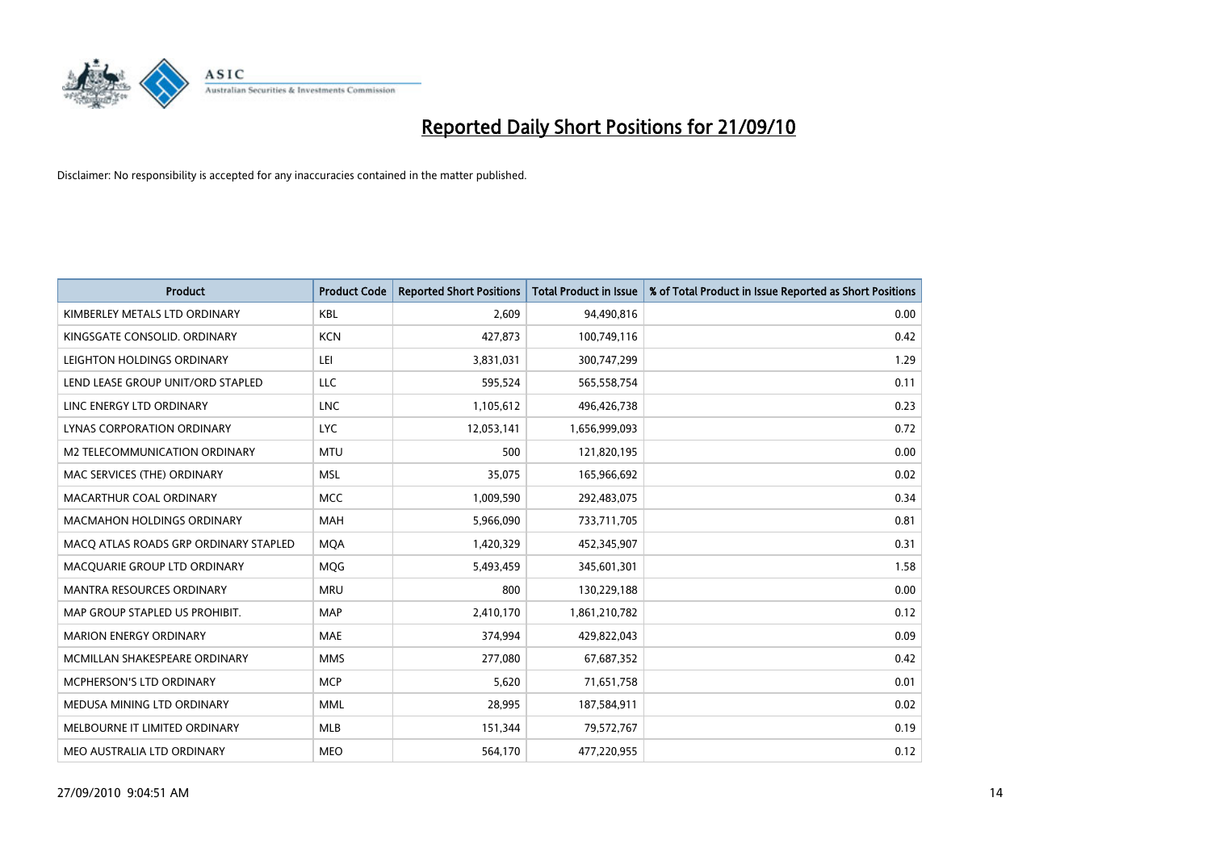# Reported Daily Short Positions for 21/09/10

Disclaimer: No responsibility is accepted for any inaccuracies contained in the matter published.

| Product | Product Code | Reported Short Positions | Total Product in Issue | % of Total Product in Issue Reported as Short Positions |
|---|---|---|---|---|
| KIMBERLEY METALS LTD ORDINARY | KBL | 2,609 | 94,490,816 | 0.00 |
| KINGSGATE CONSOLID. ORDINARY | KCN | 427,873 | 100,749,116 | 0.42 |
| LEIGHTON HOLDINGS ORDINARY | LEI | 3,831,031 | 300,747,299 | 1.29 |
| LEND LEASE GROUP UNIT/ORD STAPLED | LLC | 595,524 | 565,558,754 | 0.11 |
| LINC ENERGY LTD ORDINARY | LNC | 1,105,612 | 496,426,738 | 0.23 |
| LYNAS CORPORATION ORDINARY | LYC | 12,053,141 | 1,656,999,093 | 0.72 |
| M2 TELECOMMUNICATION ORDINARY | MTU | 500 | 121,820,195 | 0.00 |
| MAC SERVICES (THE) ORDINARY | MSL | 35,075 | 165,966,692 | 0.02 |
| MACARTHUR COAL ORDINARY | MCC | 1,009,590 | 292,483,075 | 0.34 |
| MACMAHON HOLDINGS ORDINARY | MAH | 5,966,090 | 733,711,705 | 0.81 |
| MACQ ATLAS ROADS GRP ORDINARY STAPLED | MQA | 1,420,329 | 452,345,907 | 0.31 |
| MACQUARIE GROUP LTD ORDINARY | MQG | 5,493,459 | 345,601,301 | 1.58 |
| MANTRA RESOURCES ORDINARY | MRU | 800 | 130,229,188 | 0.00 |
| MAP GROUP STAPLED US PROHIBIT. | MAP | 2,410,170 | 1,861,210,782 | 0.12 |
| MARION ENERGY ORDINARY | MAE | 374,994 | 429,822,043 | 0.09 |
| MCMILLAN SHAKESPEARE ORDINARY | MMS | 277,080 | 67,687,352 | 0.42 |
| MCPHERSON'S LTD ORDINARY | MCP | 5,620 | 71,651,758 | 0.01 |
| MEDUSA MINING LTD ORDINARY | MML | 28,995 | 187,584,911 | 0.02 |
| MELBOURNE IT LIMITED ORDINARY | MLB | 151,344 | 79,572,767 | 0.19 |
| MEO AUSTRALIA LTD ORDINARY | MEO | 564,170 | 477,220,955 | 0.12 |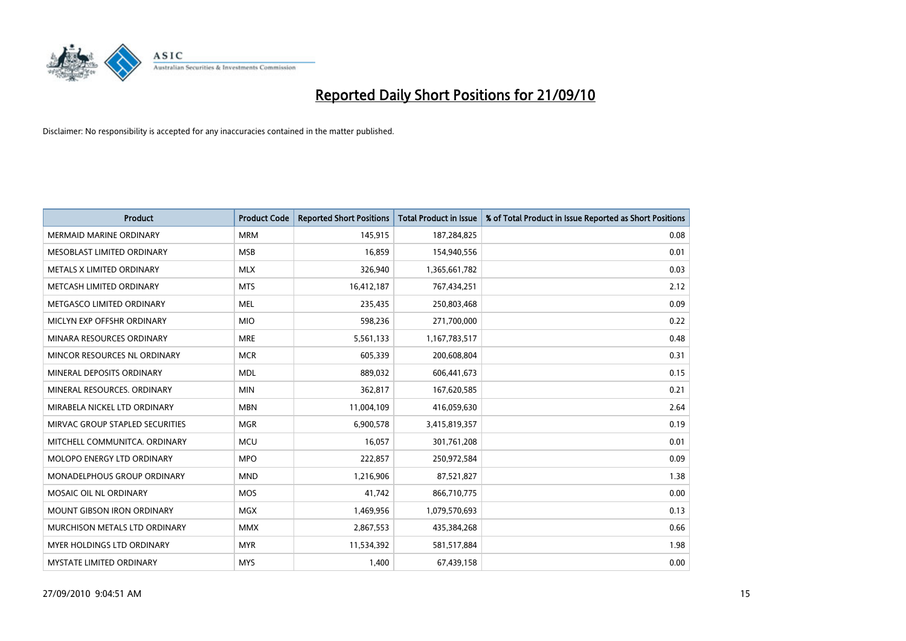# Reported Daily Short Positions for 21/09/10

Disclaimer: No responsibility is accepted for any inaccuracies contained in the matter published.

| Product | Product Code | Reported Short Positions | Total Product in Issue | % of Total Product in Issue Reported as Short Positions |
|---|---|---|---|---|
| MERMAID MARINE ORDINARY | MRM | 145,915 | 187,284,825 | 0.08 |
| MESOBLAST LIMITED ORDINARY | MSB | 16,859 | 154,940,556 | 0.01 |
| METALS X LIMITED ORDINARY | MLX | 326,940 | 1,365,661,782 | 0.03 |
| METCASH LIMITED ORDINARY | MTS | 16,412,187 | 767,434,251 | 2.12 |
| METGASCO LIMITED ORDINARY | MEL | 235,435 | 250,803,468 | 0.09 |
| MICLYN EXP OFFSHR ORDINARY | MIO | 598,236 | 271,700,000 | 0.22 |
| MINARA RESOURCES ORDINARY | MRE | 5,561,133 | 1,167,783,517 | 0.48 |
| MINCOR RESOURCES NL ORDINARY | MCR | 605,339 | 200,608,804 | 0.31 |
| MINERAL DEPOSITS ORDINARY | MDL | 889,032 | 606,441,673 | 0.15 |
| MINERAL RESOURCES. ORDINARY | MIN | 362,817 | 167,620,585 | 0.21 |
| MIRABELA NICKEL LTD ORDINARY | MBN | 11,004,109 | 416,059,630 | 2.64 |
| MIRVAC GROUP STAPLED SECURITIES | MGR | 6,900,578 | 3,415,819,357 | 0.19 |
| MITCHELL COMMUNITCA. ORDINARY | MCU | 16,057 | 301,761,208 | 0.01 |
| MOLOPO ENERGY LTD ORDINARY | MPO | 222,857 | 250,972,584 | 0.09 |
| MONADELPHOUS GROUP ORDINARY | MND | 1,216,906 | 87,521,827 | 1.38 |
| MOSAIC OIL NL ORDINARY | MOS | 41,742 | 866,710,775 | 0.00 |
| MOUNT GIBSON IRON ORDINARY | MGX | 1,469,956 | 1,079,570,693 | 0.13 |
| MURCHISON METALS LTD ORDINARY | MMX | 2,867,553 | 435,384,268 | 0.66 |
| MYER HOLDINGS LTD ORDINARY | MYR | 11,534,392 | 581,517,884 | 1.98 |
| MYSTATE LIMITED ORDINARY | MYS | 1,400 | 67,439,158 | 0.00 |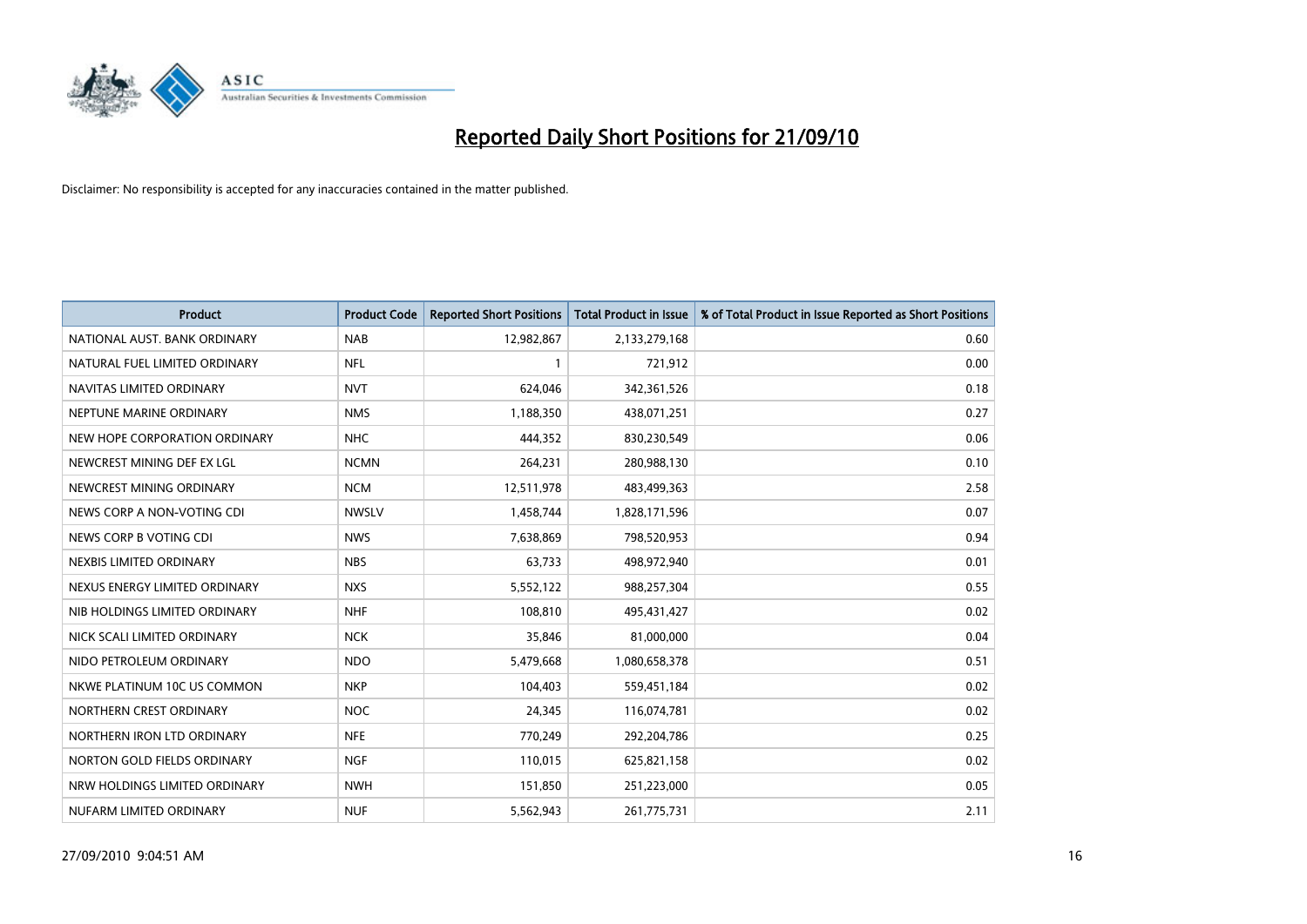# Reported Daily Short Positions for 21/09/10

Disclaimer: No responsibility is accepted for any inaccuracies contained in the matter published.

| Product | Product Code | Reported Short Positions | Total Product in Issue | % of Total Product in Issue Reported as Short Positions |
|---|---|---|---|---|
| NATIONAL AUST. BANK ORDINARY | NAB | 12,982,867 | 2,133,279,168 | 0.60 |
| NATURAL FUEL LIMITED ORDINARY | NFL | 1 | 721,912 | 0.00 |
| NAVITAS LIMITED ORDINARY | NVT | 624,046 | 342,361,526 | 0.18 |
| NEPTUNE MARINE ORDINARY | NMS | 1,188,350 | 438,071,251 | 0.27 |
| NEW HOPE CORPORATION ORDINARY | NHC | 444,352 | 830,230,549 | 0.06 |
| NEWCREST MINING DEF EX LGL | NCMN | 264,231 | 280,988,130 | 0.10 |
| NEWCREST MINING ORDINARY | NCM | 12,511,978 | 483,499,363 | 2.58 |
| NEWS CORP A NON-VOTING CDI | NWSLV | 1,458,744 | 1,828,171,596 | 0.07 |
| NEWS CORP B VOTING CDI | NWS | 7,638,869 | 798,520,953 | 0.94 |
| NEXBIS LIMITED ORDINARY | NBS | 63,733 | 498,972,940 | 0.01 |
| NEXUS ENERGY LIMITED ORDINARY | NXS | 5,552,122 | 988,257,304 | 0.55 |
| NIB HOLDINGS LIMITED ORDINARY | NHF | 108,810 | 495,431,427 | 0.02 |
| NICK SCALI LIMITED ORDINARY | NCK | 35,846 | 81,000,000 | 0.04 |
| NIDO PETROLEUM ORDINARY | NDO | 5,479,668 | 1,080,658,378 | 0.51 |
| NKWE PLATINUM 10C US COMMON | NKP | 104,403 | 559,451,184 | 0.02 |
| NORTHERN CREST ORDINARY | NOC | 24,345 | 116,074,781 | 0.02 |
| NORTHERN IRON LTD ORDINARY | NFE | 770,249 | 292,204,786 | 0.25 |
| NORTON GOLD FIELDS ORDINARY | NGF | 110,015 | 625,821,158 | 0.02 |
| NRW HOLDINGS LIMITED ORDINARY | NWH | 151,850 | 251,223,000 | 0.05 |
| NUFARM LIMITED ORDINARY | NUF | 5,562,943 | 261,775,731 | 2.11 |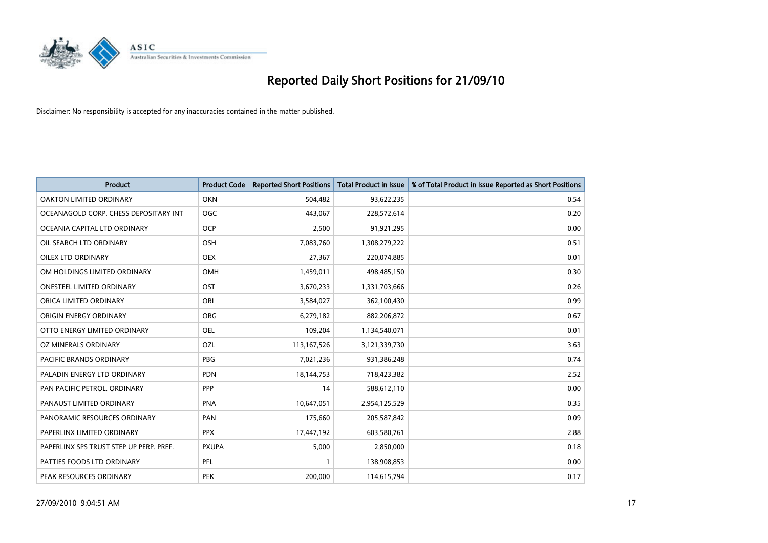# Reported Daily Short Positions for 21/09/10

Disclaimer: No responsibility is accepted for any inaccuracies contained in the matter published.

| Product | Product Code | Reported Short Positions | Total Product in Issue | % of Total Product in Issue Reported as Short Positions |
|---|---|---|---|---|
| OAKTON LIMITED ORDINARY | OKN | 504,482 | 93,622,235 | 0.54 |
| OCEANAGOLD CORP. CHESS DEPOSITARY INT | OGC | 443,067 | 228,572,614 | 0.20 |
| OCEANIA CAPITAL LTD ORDINARY | OCP | 2,500 | 91,921,295 | 0.00 |
| OIL SEARCH LTD ORDINARY | OSH | 7,083,760 | 1,308,279,222 | 0.51 |
| OILEX LTD ORDINARY | OEX | 27,367 | 220,074,885 | 0.01 |
| OM HOLDINGS LIMITED ORDINARY | OMH | 1,459,011 | 498,485,150 | 0.30 |
| ONESTEEL LIMITED ORDINARY | OST | 3,670,233 | 1,331,703,666 | 0.26 |
| ORICA LIMITED ORDINARY | ORI | 3,584,027 | 362,100,430 | 0.99 |
| ORIGIN ENERGY ORDINARY | ORG | 6,279,182 | 882,206,872 | 0.67 |
| OTTO ENERGY LIMITED ORDINARY | OEL | 109,204 | 1,134,540,071 | 0.01 |
| OZ MINERALS ORDINARY | OZL | 113,167,526 | 3,121,339,730 | 3.63 |
| PACIFIC BRANDS ORDINARY | PBG | 7,021,236 | 931,386,248 | 0.74 |
| PALADIN ENERGY LTD ORDINARY | PDN | 18,144,753 | 718,423,382 | 2.52 |
| PAN PACIFIC PETROL. ORDINARY | PPP | 14 | 588,612,110 | 0.00 |
| PANAUST LIMITED ORDINARY | PNA | 10,647,051 | 2,954,125,529 | 0.35 |
| PANORAMIC RESOURCES ORDINARY | PAN | 175,660 | 205,587,842 | 0.09 |
| PAPERLINX LIMITED ORDINARY | PPX | 17,447,192 | 603,580,761 | 2.88 |
| PAPERLINX SPS TRUST STEP UP PERP. PREF. | PXUPA | 5,000 | 2,850,000 | 0.18 |
| PATTIES FOODS LTD ORDINARY | PFL | 1 | 138,908,853 | 0.00 |
| PEAK RESOURCES ORDINARY | PEK | 200,000 | 114,615,794 | 0.17 |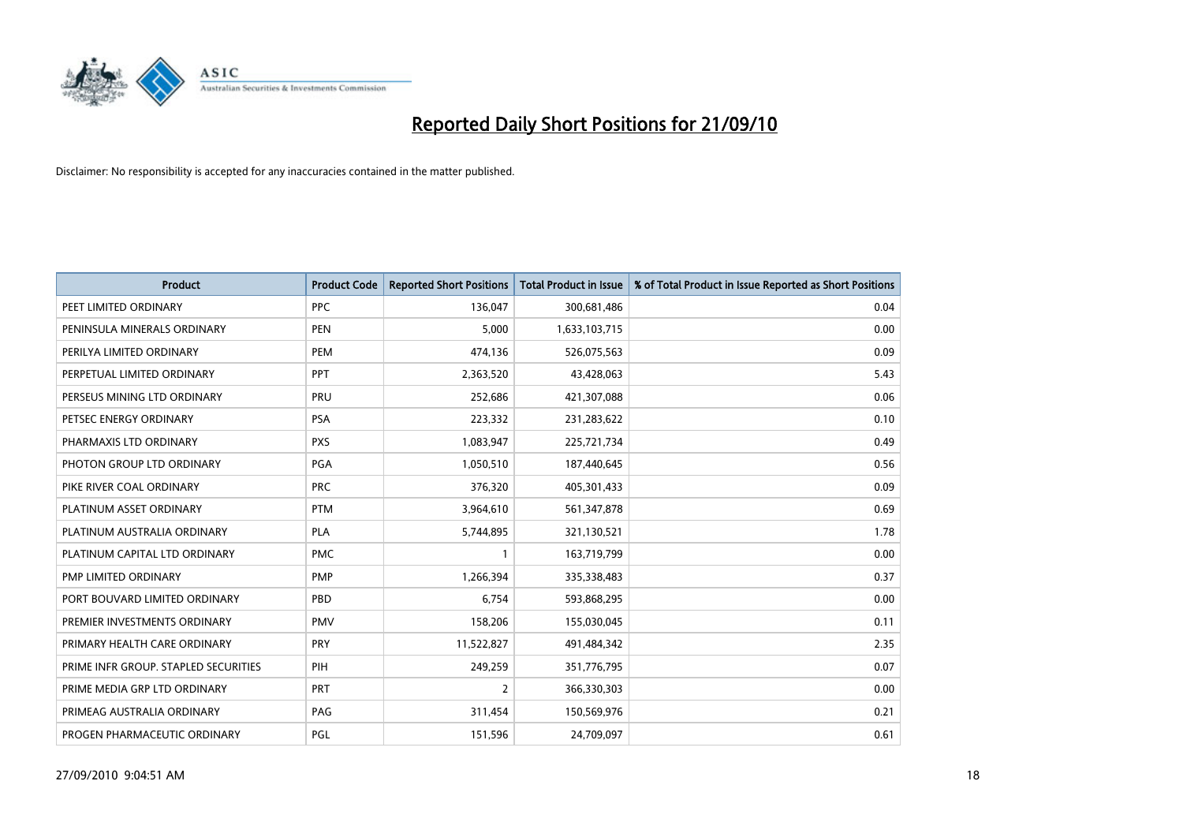# Reported Daily Short Positions for 21/09/10

Disclaimer: No responsibility is accepted for any inaccuracies contained in the matter published.

| Product | Product Code | Reported Short Positions | Total Product in Issue | % of Total Product in Issue Reported as Short Positions |
|---|---|---|---|---|
| PEET LIMITED ORDINARY | PPC | 136,047 | 300,681,486 | 0.04 |
| PENINSULA MINERALS ORDINARY | PEN | 5,000 | 1,633,103,715 | 0.00 |
| PERILYA LIMITED ORDINARY | PEM | 474,136 | 526,075,563 | 0.09 |
| PERPETUAL LIMITED ORDINARY | PPT | 2,363,520 | 43,428,063 | 5.43 |
| PERSEUS MINING LTD ORDINARY | PRU | 252,686 | 421,307,088 | 0.06 |
| PETSEC ENERGY ORDINARY | PSA | 223,332 | 231,283,622 | 0.10 |
| PHARMAXIS LTD ORDINARY | PXS | 1,083,947 | 225,721,734 | 0.49 |
| PHOTON GROUP LTD ORDINARY | PGA | 1,050,510 | 187,440,645 | 0.56 |
| PIKE RIVER COAL ORDINARY | PRC | 376,320 | 405,301,433 | 0.09 |
| PLATINUM ASSET ORDINARY | PTM | 3,964,610 | 561,347,878 | 0.69 |
| PLATINUM AUSTRALIA ORDINARY | PLA | 5,744,895 | 321,130,521 | 1.78 |
| PLATINUM CAPITAL LTD ORDINARY | PMC | 1 | 163,719,799 | 0.00 |
| PMP LIMITED ORDINARY | PMP | 1,266,394 | 335,338,483 | 0.37 |
| PORT BOUVARD LIMITED ORDINARY | PBD | 6,754 | 593,868,295 | 0.00 |
| PREMIER INVESTMENTS ORDINARY | PMV | 158,206 | 155,030,045 | 0.11 |
| PRIMARY HEALTH CARE ORDINARY | PRY | 11,522,827 | 491,484,342 | 2.35 |
| PRIME INFR GROUP. STAPLED SECURITIES | PIH | 249,259 | 351,776,795 | 0.07 |
| PRIME MEDIA GRP LTD ORDINARY | PRT | 2 | 366,330,303 | 0.00 |
| PRIMEAG AUSTRALIA ORDINARY | PAG | 311,454 | 150,569,976 | 0.21 |
| PROGEN PHARMACEUTIC ORDINARY | PGL | 151,596 | 24,709,097 | 0.61 |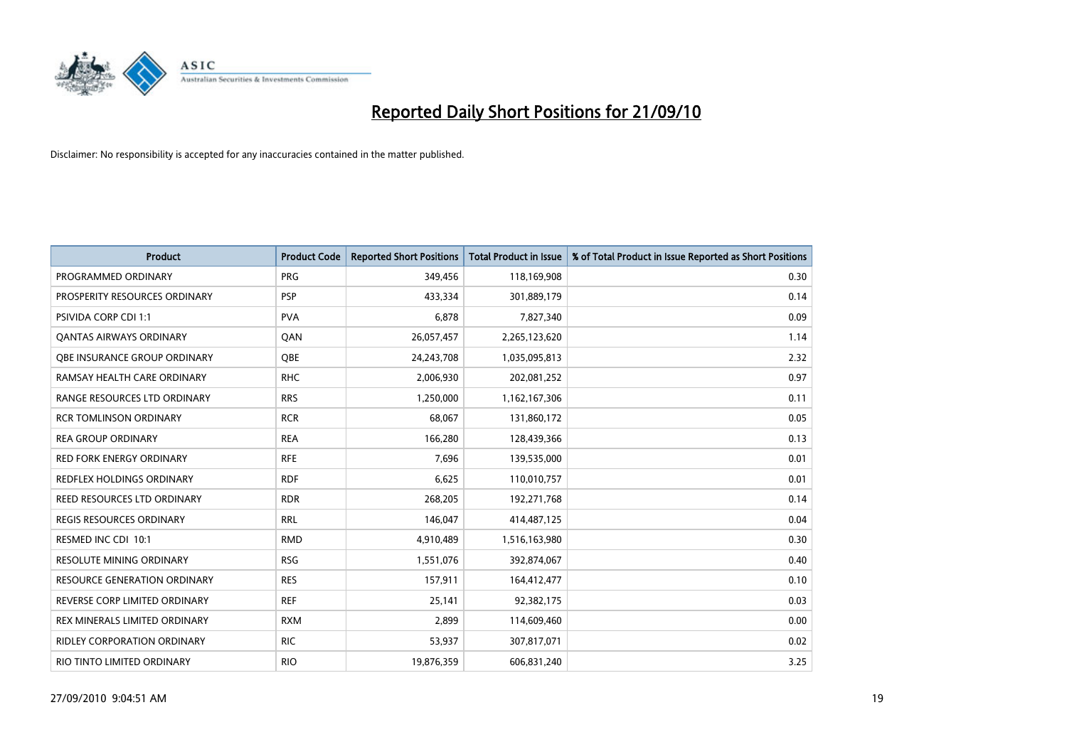# Reported Daily Short Positions for 21/09/10

Disclaimer: No responsibility is accepted for any inaccuracies contained in the matter published.

| Product | Product Code | Reported Short Positions | Total Product in Issue | % of Total Product in Issue Reported as Short Positions |
|---|---|---|---|---|
| PROGRAMMED ORDINARY | PRG | 349,456 | 118,169,908 | 0.30 |
| PROSPERITY RESOURCES ORDINARY | PSP | 433,334 | 301,889,179 | 0.14 |
| PSIVIDA CORP CDI 1:1 | PVA | 6,878 | 7,827,340 | 0.09 |
| QANTAS AIRWAYS ORDINARY | QAN | 26,057,457 | 2,265,123,620 | 1.14 |
| QBE INSURANCE GROUP ORDINARY | QBE | 24,243,708 | 1,035,095,813 | 2.32 |
| RAMSAY HEALTH CARE ORDINARY | RHC | 2,006,930 | 202,081,252 | 0.97 |
| RANGE RESOURCES LTD ORDINARY | RRS | 1,250,000 | 1,162,167,306 | 0.11 |
| RCR TOMLINSON ORDINARY | RCR | 68,067 | 131,860,172 | 0.05 |
| REA GROUP ORDINARY | REA | 166,280 | 128,439,366 | 0.13 |
| RED FORK ENERGY ORDINARY | RFE | 7,696 | 139,535,000 | 0.01 |
| REDFLEX HOLDINGS ORDINARY | RDF | 6,625 | 110,010,757 | 0.01 |
| REED RESOURCES LTD ORDINARY | RDR | 268,205 | 192,271,768 | 0.14 |
| REGIS RESOURCES ORDINARY | RRL | 146,047 | 414,487,125 | 0.04 |
| RESMED INC CDI 10:1 | RMD | 4,910,489 | 1,516,163,980 | 0.30 |
| RESOLUTE MINING ORDINARY | RSG | 1,551,076 | 392,874,067 | 0.40 |
| RESOURCE GENERATION ORDINARY | RES | 157,911 | 164,412,477 | 0.10 |
| REVERSE CORP LIMITED ORDINARY | REF | 25,141 | 92,382,175 | 0.03 |
| REX MINERALS LIMITED ORDINARY | RXM | 2,899 | 114,609,460 | 0.00 |
| RIDLEY CORPORATION ORDINARY | RIC | 53,937 | 307,817,071 | 0.02 |
| RIO TINTO LIMITED ORDINARY | RIO | 19,876,359 | 606,831,240 | 3.25 |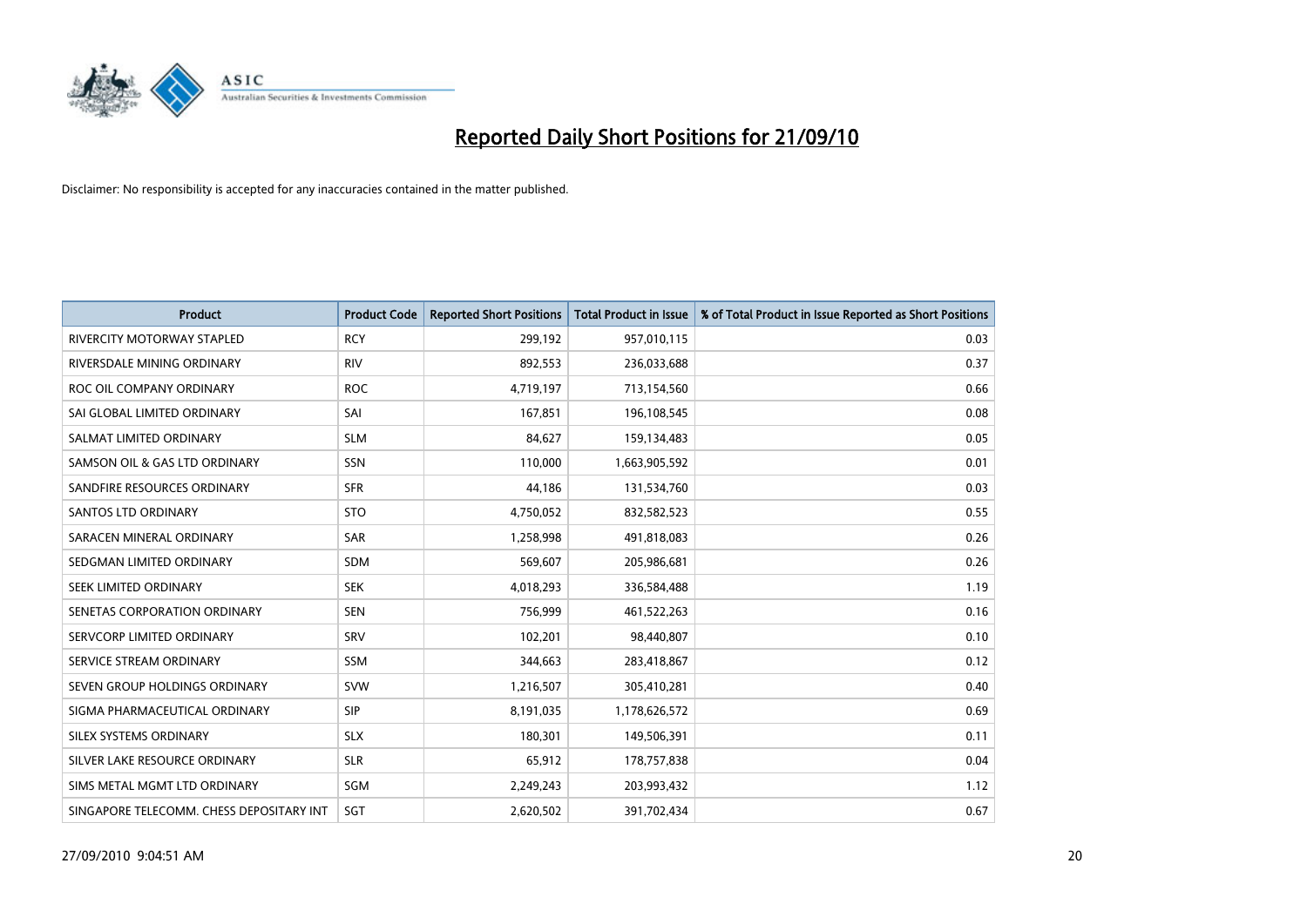# Reported Daily Short Positions for 21/09/10

Disclaimer: No responsibility is accepted for any inaccuracies contained in the matter published.

| Product | Product Code | Reported Short Positions | Total Product in Issue | % of Total Product in Issue Reported as Short Positions |
|---|---|---|---|---|
| RIVERCITY MOTORWAY STAPLED | RCY | 299,192 | 957,010,115 | 0.03 |
| RIVERSDALE MINING ORDINARY | RIV | 892,553 | 236,033,688 | 0.37 |
| ROC OIL COMPANY ORDINARY | ROC | 4,719,197 | 713,154,560 | 0.66 |
| SAI GLOBAL LIMITED ORDINARY | SAI | 167,851 | 196,108,545 | 0.08 |
| SALMAT LIMITED ORDINARY | SLM | 84,627 | 159,134,483 | 0.05 |
| SAMSON OIL & GAS LTD ORDINARY | SSN | 110,000 | 1,663,905,592 | 0.01 |
| SANDFIRE RESOURCES ORDINARY | SFR | 44,186 | 131,534,760 | 0.03 |
| SANTOS LTD ORDINARY | STO | 4,750,052 | 832,582,523 | 0.55 |
| SARACEN MINERAL ORDINARY | SAR | 1,258,998 | 491,818,083 | 0.26 |
| SEDGMAN LIMITED ORDINARY | SDM | 569,607 | 205,986,681 | 0.26 |
| SEEK LIMITED ORDINARY | SEK | 4,018,293 | 336,584,488 | 1.19 |
| SENETAS CORPORATION ORDINARY | SEN | 756,999 | 461,522,263 | 0.16 |
| SERVCORP LIMITED ORDINARY | SRV | 102,201 | 98,440,807 | 0.10 |
| SERVICE STREAM ORDINARY | SSM | 344,663 | 283,418,867 | 0.12 |
| SEVEN GROUP HOLDINGS ORDINARY | SVW | 1,216,507 | 305,410,281 | 0.40 |
| SIGMA PHARMACEUTICAL ORDINARY | SIP | 8,191,035 | 1,178,626,572 | 0.69 |
| SILEX SYSTEMS ORDINARY | SLX | 180,301 | 149,506,391 | 0.11 |
| SILVER LAKE RESOURCE ORDINARY | SLR | 65,912 | 178,757,838 | 0.04 |
| SIMS METAL MGMT LTD ORDINARY | SGM | 2,249,243 | 203,993,432 | 1.12 |
| SINGAPORE TELECOMM. CHESS DEPOSITARY INT | SGT | 2,620,502 | 391,702,434 | 0.67 |

27/09/2010 9:04:51 AM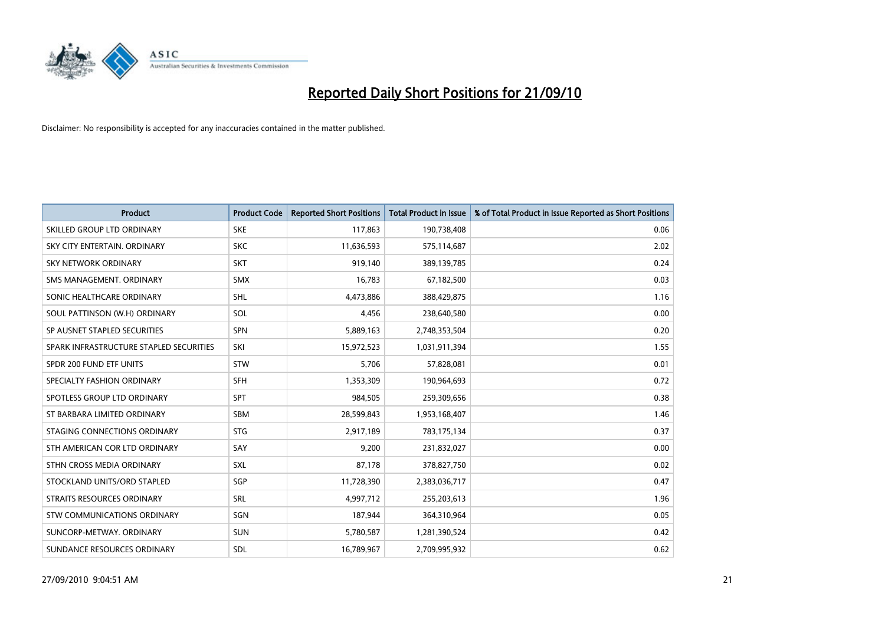# Reported Daily Short Positions for 21/09/10

Disclaimer: No responsibility is accepted for any inaccuracies contained in the matter published.

| Product | Product Code | Reported Short Positions | Total Product in Issue | % of Total Product in Issue Reported as Short Positions |
|---|---|---|---|---|
| SKILLED GROUP LTD ORDINARY | SKE | 117,863 | 190,738,408 | 0.06 |
| SKY CITY ENTERTAIN. ORDINARY | SKC | 11,636,593 | 575,114,687 | 2.02 |
| SKY NETWORK ORDINARY | SKT | 919,140 | 389,139,785 | 0.24 |
| SMS MANAGEMENT. ORDINARY | SMX | 16,783 | 67,182,500 | 0.03 |
| SONIC HEALTHCARE ORDINARY | SHL | 4,473,886 | 388,429,875 | 1.16 |
| SOUL PATTINSON (W.H) ORDINARY | SOL | 4,456 | 238,640,580 | 0.00 |
| SP AUSNET STAPLED SECURITIES | SPN | 5,889,163 | 2,748,353,504 | 0.20 |
| SPARK INFRASTRUCTURE STAPLED SECURITIES | SKI | 15,972,523 | 1,031,911,394 | 1.55 |
| SPDR 200 FUND ETF UNITS | STW | 5,706 | 57,828,081 | 0.01 |
| SPECIALTY FASHION ORDINARY | SFH | 1,353,309 | 190,964,693 | 0.72 |
| SPOTLESS GROUP LTD ORDINARY | SPT | 984,505 | 259,309,656 | 0.38 |
| ST BARBARA LIMITED ORDINARY | SBM | 28,599,843 | 1,953,168,407 | 1.46 |
| STAGING CONNECTIONS ORDINARY | STG | 2,917,189 | 783,175,134 | 0.37 |
| STH AMERICAN COR LTD ORDINARY | SAY | 9,200 | 231,832,027 | 0.00 |
| STHN CROSS MEDIA ORDINARY | SXL | 87,178 | 378,827,750 | 0.02 |
| STOCKLAND UNITS/ORD STAPLED | SGP | 11,728,390 | 2,383,036,717 | 0.47 |
| STRAITS RESOURCES ORDINARY | SRL | 4,997,712 | 255,203,613 | 1.96 |
| STW COMMUNICATIONS ORDINARY | SGN | 187,944 | 364,310,964 | 0.05 |
| SUNCORP-METWAY. ORDINARY | SUN | 5,780,587 | 1,281,390,524 | 0.42 |
| SUNDANCE RESOURCES ORDINARY | SDL | 16,789,967 | 2,709,995,932 | 0.62 |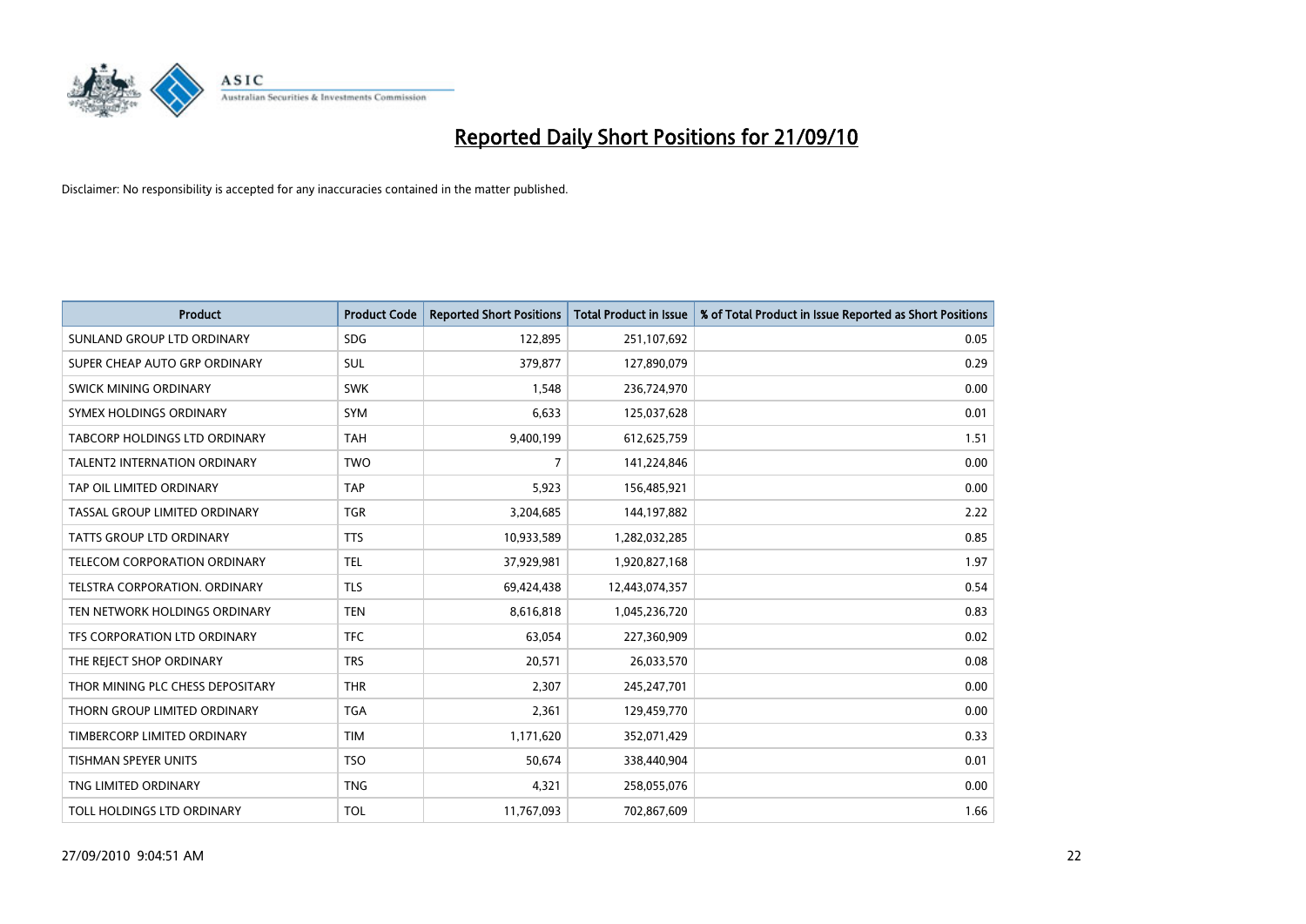# Reported Daily Short Positions for 21/09/10

Disclaimer: No responsibility is accepted for any inaccuracies contained in the matter published.

| Product | Product Code | Reported Short Positions | Total Product in Issue | % of Total Product in Issue Reported as Short Positions |
|---|---|---|---|---|
| SUNLAND GROUP LTD ORDINARY | SDG | 122,895 | 251,107,692 | 0.05 |
| SUPER CHEAP AUTO GRP ORDINARY | SUL | 379,877 | 127,890,079 | 0.29 |
| SWICK MINING ORDINARY | SWK | 1,548 | 236,724,970 | 0.00 |
| SYMEX HOLDINGS ORDINARY | SYM | 6,633 | 125,037,628 | 0.01 |
| TABCORP HOLDINGS LTD ORDINARY | TAH | 9,400,199 | 612,625,759 | 1.51 |
| TALENT2 INTERNATION ORDINARY | TWO | 7 | 141,224,846 | 0.00 |
| TAP OIL LIMITED ORDINARY | TAP | 5,923 | 156,485,921 | 0.00 |
| TASSAL GROUP LIMITED ORDINARY | TGR | 3,204,685 | 144,197,882 | 2.22 |
| TATTS GROUP LTD ORDINARY | TTS | 10,933,589 | 1,282,032,285 | 0.85 |
| TELECOM CORPORATION ORDINARY | TEL | 37,929,981 | 1,920,827,168 | 1.97 |
| TELSTRA CORPORATION. ORDINARY | TLS | 69,424,438 | 12,443,074,357 | 0.54 |
| TEN NETWORK HOLDINGS ORDINARY | TEN | 8,616,818 | 1,045,236,720 | 0.83 |
| TFS CORPORATION LTD ORDINARY | TFC | 63,054 | 227,360,909 | 0.02 |
| THE REJECT SHOP ORDINARY | TRS | 20,571 | 26,033,570 | 0.08 |
| THOR MINING PLC CHESS DEPOSITARY | THR | 2,307 | 245,247,701 | 0.00 |
| THORN GROUP LIMITED ORDINARY | TGA | 2,361 | 129,459,770 | 0.00 |
| TIMBERCORP LIMITED ORDINARY | TIM | 1,171,620 | 352,071,429 | 0.33 |
| TISHMAN SPEYER UNITS | TSO | 50,674 | 338,440,904 | 0.01 |
| TNG LIMITED ORDINARY | TNG | 4,321 | 258,055,076 | 0.00 |
| TOLL HOLDINGS LTD ORDINARY | TOL | 11,767,093 | 702,867,609 | 1.66 |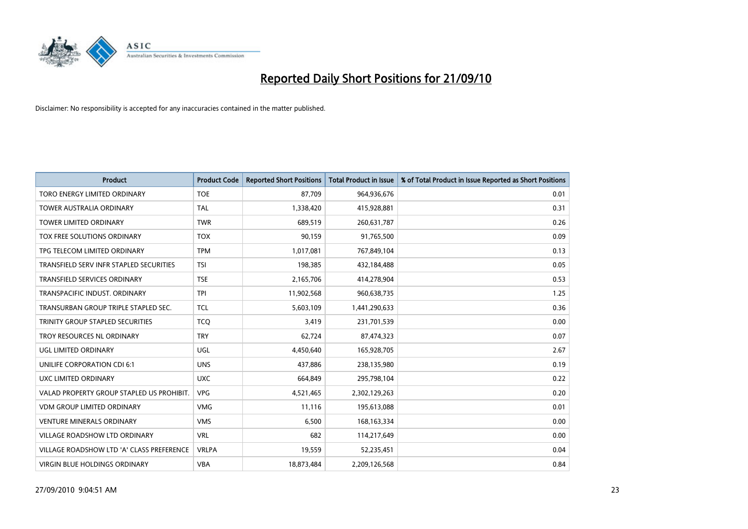# Reported Daily Short Positions for 21/09/10

Disclaimer: No responsibility is accepted for any inaccuracies contained in the matter published.

| Product | Product Code | Reported Short Positions | Total Product in Issue | % of Total Product in Issue Reported as Short Positions |
|---|---|---|---|---|
| TORO ENERGY LIMITED ORDINARY | TOE | 87,709 | 964,936,676 | 0.01 |
| TOWER AUSTRALIA ORDINARY | TAL | 1,338,420 | 415,928,881 | 0.31 |
| TOWER LIMITED ORDINARY | TWR | 689,519 | 260,631,787 | 0.26 |
| TOX FREE SOLUTIONS ORDINARY | TOX | 90,159 | 91,765,500 | 0.09 |
| TPG TELECOM LIMITED ORDINARY | TPM | 1,017,081 | 767,849,104 | 0.13 |
| TRANSFIELD SERV INFR STAPLED SECURITIES | TSI | 198,385 | 432,184,488 | 0.05 |
| TRANSFIELD SERVICES ORDINARY | TSE | 2,165,706 | 414,278,904 | 0.53 |
| TRANSPACIFIC INDUST. ORDINARY | TPI | 11,902,568 | 960,638,735 | 1.25 |
| TRANSURBAN GROUP TRIPLE STAPLED SEC. | TCL | 5,603,109 | 1,441,290,633 | 0.36 |
| TRINITY GROUP STAPLED SECURITIES | TCQ | 3,419 | 231,701,539 | 0.00 |
| TROY RESOURCES NL ORDINARY | TRY | 62,724 | 87,474,323 | 0.07 |
| UGL LIMITED ORDINARY | UGL | 4,450,640 | 165,928,705 | 2.67 |
| UNILIFE CORPORATION CDI 6:1 | UNS | 437,886 | 238,135,980 | 0.19 |
| UXC LIMITED ORDINARY | UXC | 664,849 | 295,798,104 | 0.22 |
| VALAD PROPERTY GROUP STAPLED US PROHIBIT. | VPG | 4,521,465 | 2,302,129,263 | 0.20 |
| VDM GROUP LIMITED ORDINARY | VMG | 11,116 | 195,613,088 | 0.01 |
| VENTURE MINERALS ORDINARY | VMS | 6,500 | 168,163,334 | 0.00 |
| VILLAGE ROADSHOW LTD ORDINARY | VRL | 682 | 114,217,649 | 0.00 |
| VILLAGE ROADSHOW LTD 'A' CLASS PREFERENCE | VRLPA | 19,559 | 52,235,451 | 0.04 |
| VIRGIN BLUE HOLDINGS ORDINARY | VBA | 18,873,484 | 2,209,126,568 | 0.84 |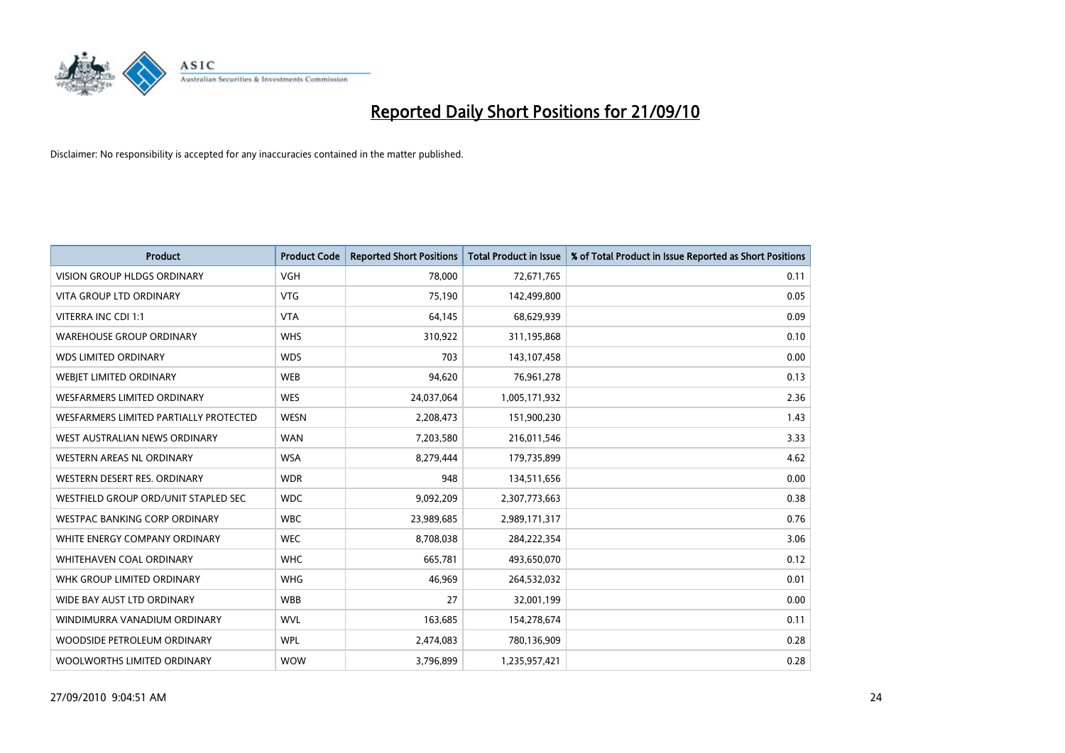# Reported Daily Short Positions for 21/09/10

Disclaimer: No responsibility is accepted for any inaccuracies contained in the matter published.

| Product | Product Code | Reported Short Positions | Total Product in Issue | % of Total Product in Issue Reported as Short Positions |
|---|---|---|---|---|
| VISION GROUP HLDGS ORDINARY | VGH | 78,000 | 72,671,765 | 0.11 |
| VITA GROUP LTD ORDINARY | VTG | 75,190 | 142,499,800 | 0.05 |
| VITERRA INC CDI 1:1 | VTA | 64,145 | 68,629,939 | 0.09 |
| WAREHOUSE GROUP ORDINARY | WHS | 310,922 | 311,195,868 | 0.10 |
| WDS LIMITED ORDINARY | WDS | 703 | 143,107,458 | 0.00 |
| WEBJET LIMITED ORDINARY | WEB | 94,620 | 76,961,278 | 0.13 |
| WESFARMERS LIMITED ORDINARY | WES | 24,037,064 | 1,005,171,932 | 2.36 |
| WESFARMERS LIMITED PARTIALLY PROTECTED | WESN | 2,208,473 | 151,900,230 | 1.43 |
| WEST AUSTRALIAN NEWS ORDINARY | WAN | 7,203,580 | 216,011,546 | 3.33 |
| WESTERN AREAS NL ORDINARY | WSA | 8,279,444 | 179,735,899 | 4.62 |
| WESTERN DESERT RES. ORDINARY | WDR | 948 | 134,511,656 | 0.00 |
| WESTFIELD GROUP ORD/UNIT STAPLED SEC | WDC | 9,092,209 | 2,307,773,663 | 0.38 |
| WESTPAC BANKING CORP ORDINARY | WBC | 23,989,685 | 2,989,171,317 | 0.76 |
| WHITE ENERGY COMPANY ORDINARY | WEC | 8,708,038 | 284,222,354 | 3.06 |
| WHITEHAVEN COAL ORDINARY | WHC | 665,781 | 493,650,070 | 0.12 |
| WHK GROUP LIMITED ORDINARY | WHG | 46,969 | 264,532,032 | 0.01 |
| WIDE BAY AUST LTD ORDINARY | WBB | 27 | 32,001,199 | 0.00 |
| WINDIMURRA VANADIUM ORDINARY | WVL | 163,685 | 154,278,674 | 0.11 |
| WOODSIDE PETROLEUM ORDINARY | WPL | 2,474,083 | 780,136,909 | 0.28 |
| WOOLWORTHS LIMITED ORDINARY | WOW | 3,796,899 | 1,235,957,421 | 0.28 |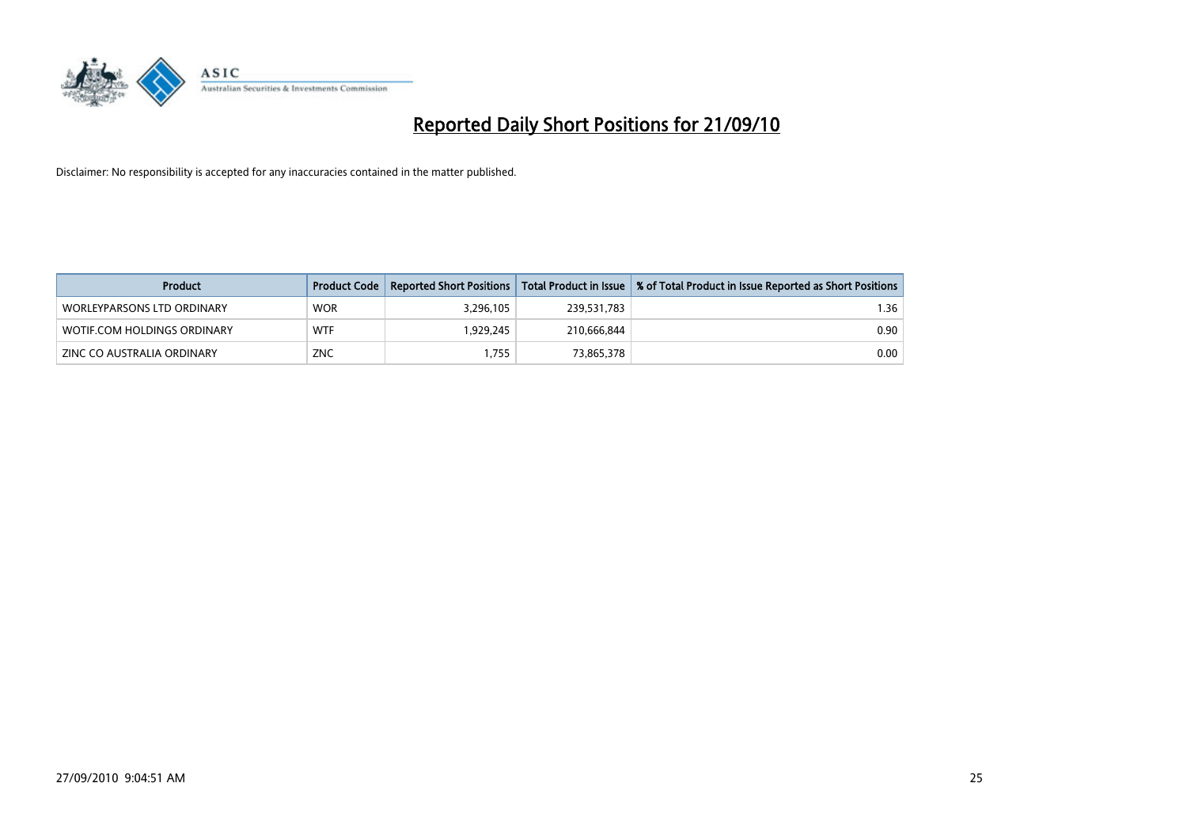# Reported Daily Short Positions for 21/09/10

Disclaimer: No responsibility is accepted for any inaccuracies contained in the matter published.

| Product | Product Code | Reported Short Positions | Total Product in Issue | % of Total Product in Issue Reported as Short Positions |
| --- | --- | --- | --- | --- |
| WORLEYPARSONS LTD ORDINARY | WOR | 3,296,105 | 239,531,783 | 1.36 |
| WOTIF.COM HOLDINGS ORDINARY | WTF | 1,929,245 | 210,666,844 | 0.90 |
| ZINC CO AUSTRALIA ORDINARY | ZNC | 1,755 | 73,865,378 | 0.00 |